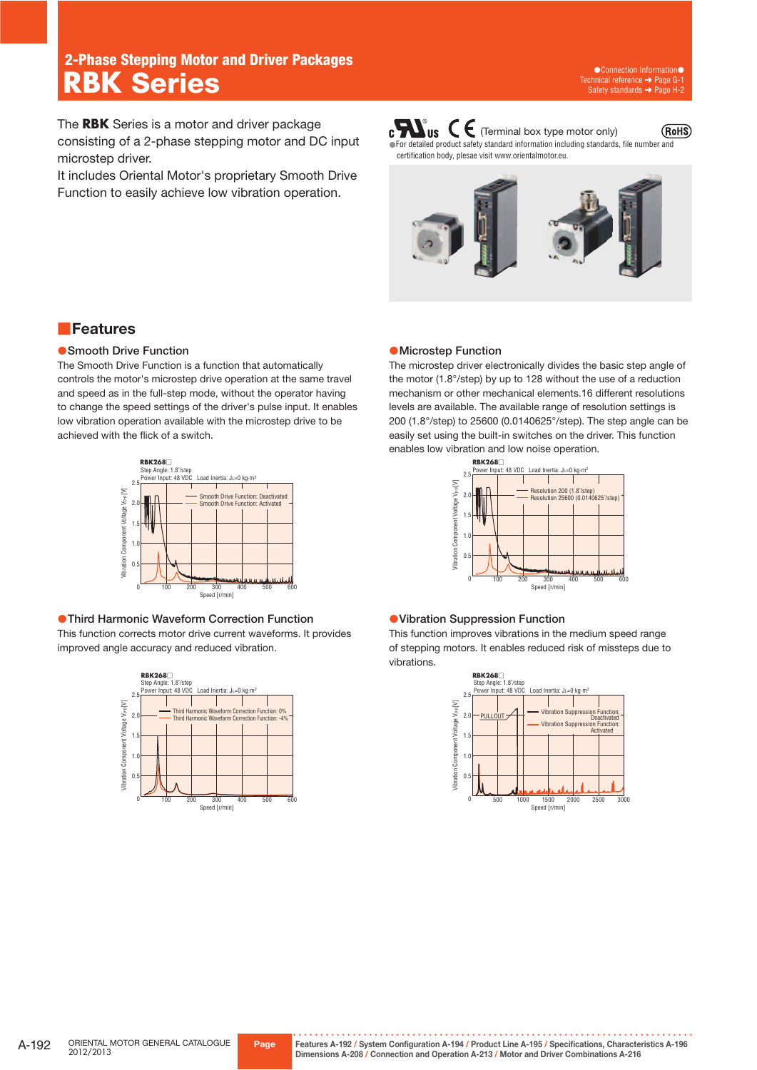# 2-Phase Stepping Motor and Driver Packages

# RBK Series

●Connection Information●
Technical reference ➜ Page G-1
Safety standards ➜ Page H-2

The **RBK** Series is a motor and driver package consisting of a 2-phase stepping motor and DC input microstep driver.
It includes Oriental Motor's proprietary Smooth Drive Function to easily achieve low vibration operation.

(Terminal box type motor only) RoHS

●For detailed product safety standard information including standards, file number and certification body, plesae visit www.orientalmotor.eu.

## Features

### ●Smooth Drive Function

The Smooth Drive Function is a function that automatically controls the motor's microstep drive operation at the same travel and speed as in the full-step mode, without the operator having to change the speed settings of the driver's pulse input. It enables low vibration operation available with the microstep drive to be achieved with the flick of a switch.

RBK268□
Step Angle: 1.8°/step
Power Input: 48 VDC Load Inertia: JL=0 kg·m²

### ●Microstep Function

The microstep driver electronically divides the basic step angle of the motor (1.8°/step) by up to 128 without the use of a reduction mechanism or other mechanical elements.16 different resolutions levels are available. The available range of resolution settings is 200 (1.8°/step) to 25600 (0.0140625°/step). The step angle can be easily set using the built-in switches on the driver. This function enables low vibration and low noise operation.

RBK268□
Power Input: 48 VDC Load Inertia: JL=0 kg·m²

### ●Third Harmonic Waveform Correction Function

This function corrects motor drive current waveforms. It provides improved angle accuracy and reduced vibration.

RBK268□
Step Angle: 1.8°/step
Power Input: 48 VDC Load Inertia: JL=0 kg·m²

### ●Vibration Suppression Function

This function improves vibrations in the medium speed range of stepping motors. It enables reduced risk of missteps due to vibrations.

RBK268□
Step Angle: 1.8°/step
Power Input: 48 VDC Load Inertia: JL=0 kg·m²

Features A-192 / System Configuration A-194 / Product Line A-195 / Specifications, Characteristics A-196
Dimensions A-208 / Connection and Operation A-213 / Motor and Driver Combinations A-216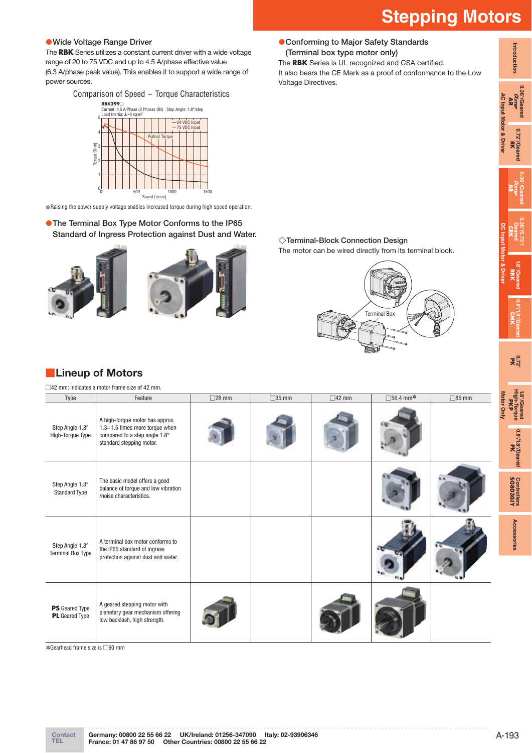## Stepping Motors

● **Wide Voltage Range Driver**

The **RBK** Series utilizes a constant current driver with a wide voltage range of 20 to 75 VDC and up to 4.5 A/phase effective value (6.3 A/phase peak value). This enables it to support a wide range of power sources.

Comparison of Speed – Torque Characteristics

●Raising the power supply voltage enables increased torque during high speed operation.

● **The Terminal Box Type Motor Conforms to the IP65 Standard of Ingress Protection against Dust and Water.**

● **Conforming to Major Safety Standards (Terminal box type motor only)**

The **RBK** Series is UL recognized and CSA certified.
It also bears the CE Mark as a proof of conformance to the Low Voltage Directives.

◇Terminal-Block Connection Design

The motor can be wired directly from its terminal block.

## Lineup of Motors

□42 mm: indicates a motor frame size of 42 mm.

| Type | Feature | □28 mm | □35 mm | □42 mm | □56.4 mm* | □85 mm |
|---|---|---|---|---|---|---|
| Step Angle 1.8° High-Torque Type | A high-torque motor has approx. 1.3~1.5 times more torque when compared to a step angle 1.8° standard stepping motor. | ● | ● | ● | ● | |
| Step Angle 1.8° Standard Type | The basic model offers a good balance of torque and low vibration /noise characteristics. | | | | ● | ● |
| Step Angle 1.8° Terminal Box Type | A terminal box motor conforms to the IP65 standard of ingress protection against dust and water. | | | | ● | ● |
| **PS** Geared Type **PL** Geared Type | A geared stepping motor with planetary gear mechanism offering low backlash, high strength. | ● | | ● | ● | |

*Gearhead frame size is □60 mm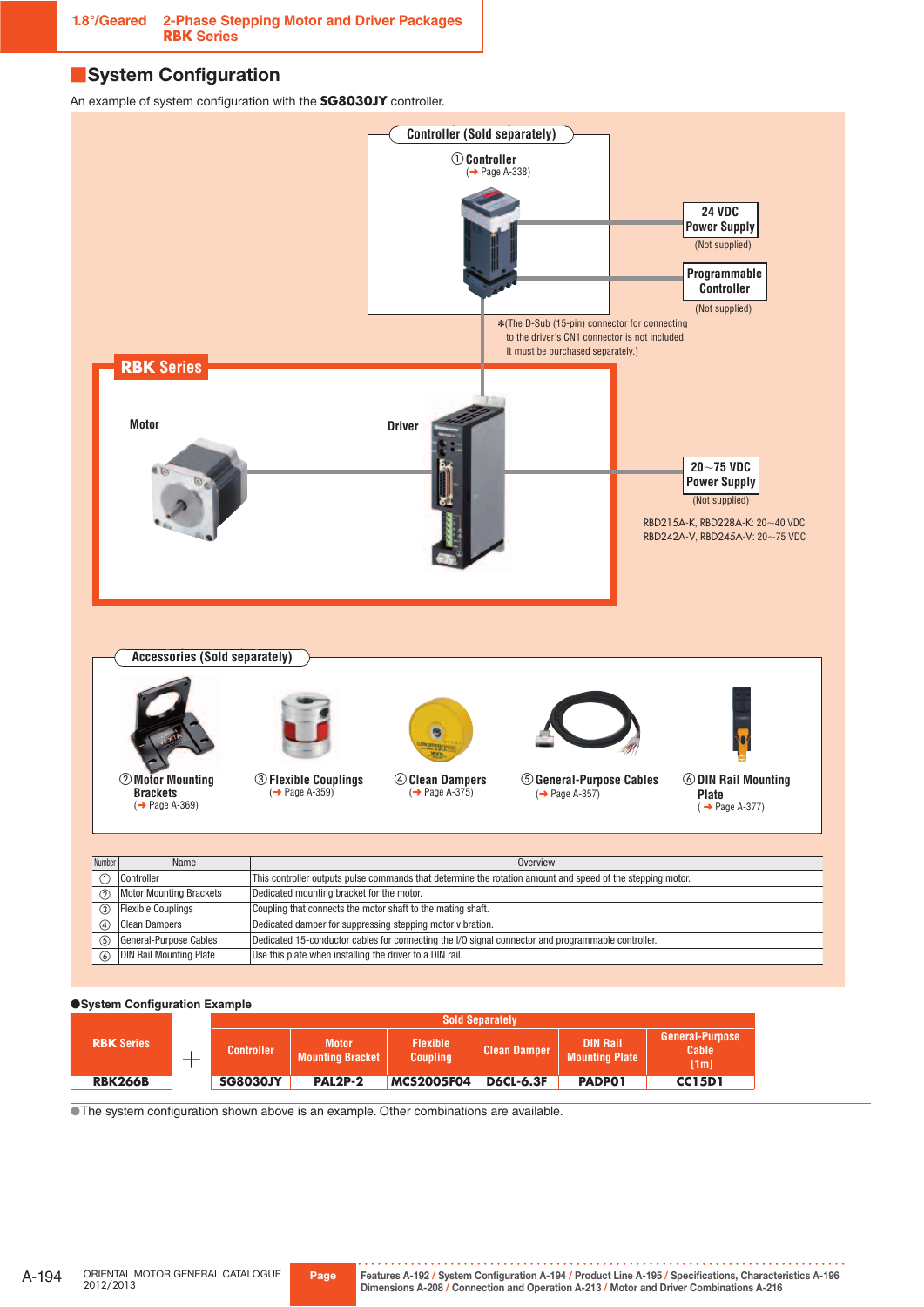## System Configuration

An example of system configuration with the **SG8030JY** controller.

**Controller (Sold separately)**

① Controller
(➔ Page A-338)

24 VDC Power Supply
(Not supplied)

Programmable Controller
(Not supplied)

✻(The D-Sub (15-pin) connector for connecting to the driver's CN1 connector is not included. It must be purchased separately.)

**RBK Series**

Motor

Driver

20~75 VDC Power Supply
(Not supplied)

RBD215A-K, RBD228A-K: 20~40 VDC
RBD242A-V, RBD245A-V: 20~75 VDC

**Accessories (Sold separately)**

② Motor Mounting Brackets (➔ Page A-369)

③ Flexible Couplings (➔ Page A-359)

④ Clean Dampers (➔ Page A-375)

⑤ General-Purpose Cables (➔ Page A-357)

⑥ DIN Rail Mounting Plate (➔ Page A-377)

| Number | Name | Overview |
|---|---|---|
| ① | Controller | This controller outputs pulse commands that determine the rotation amount and speed of the stepping motor. |
| ② | Motor Mounting Brackets | Dedicated mounting bracket for the motor. |
| ③ | Flexible Couplings | Coupling that connects the motor shaft to the mating shaft. |
| ④ | Clean Dampers | Dedicated damper for suppressing stepping motor vibration. |
| ⑤ | General-Purpose Cables | Dedicated 15-conductor cables for connecting the I/O signal connector and programmable controller. |
| ⑥ | DIN Rail Mounting Plate | Use this plate when installing the driver to a DIN rail. |

●System Configuration Example

| RBK Series | + | Sold Separately | | | | | |
|---|---|---|---|---|---|---|---|
| | | Controller | Motor Mounting Bracket | Flexible Coupling | Clean Damper | DIN Rail Mounting Plate | General-Purpose Cable [1m] |
| RBK266B | | SG8030JY | PAL2P-2 | MCS2005F04 | D6CL-6.3F | PADP01 | CC15D1 |

●The system configuration shown above is an example. Other combinations are available.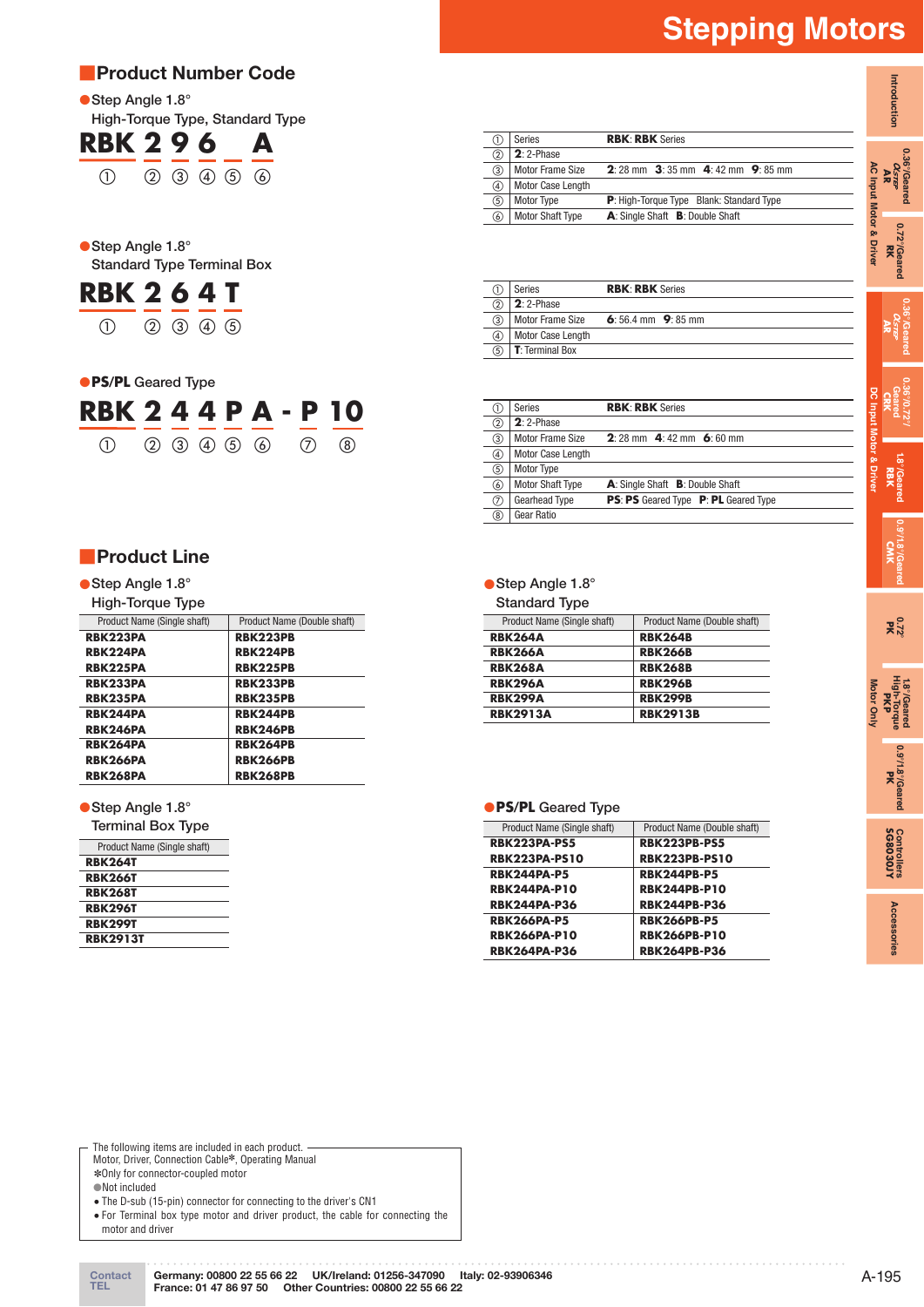## Product Number Code

●Step Angle 1.8°
High-Torque Type, Standard Type

**RBK 2 9 6 _ A**
① ② ③ ④ ⑤ ⑥

| | | |
|---|---|---|
| ① | Series | **RBK**: **RBK** Series |
| ② | **2**: 2-Phase | |
| ③ | Motor Frame Size | **2**: 28 mm **3**: 35 mm **4**: 42 mm **9**: 85 mm |
| ④ | Motor Case Length | |
| ⑤ | Motor Type | **P**: High-Torque Type Blank: Standard Type |
| ⑥ | Motor Shaft Type | **A**: Single Shaft **B**: Double Shaft |

●Step Angle 1.8°
Standard Type Terminal Box

**RBK 2 6 4 T**
① ② ③ ④ ⑤

| | | |
|---|---|---|
| ① | Series | **RBK**: **RBK** Series |
| ② | **2**: 2-Phase | |
| ③ | Motor Frame Size | **6**: 56.4 mm **9**: 85 mm |
| ④ | Motor Case Length | |
| ⑤ | **T**: Terminal Box | |

●**PS/PL** Geared Type

**RBK 2 4 4 P A - P 10**
① ② ③ ④ ⑤ ⑥ ⑦ ⑧

| | | |
|---|---|---|
| ① | Series | **RBK**: **RBK** Series |
| ② | **2**: 2-Phase | |
| ③ | Motor Frame Size | **2**: 28 mm **4**: 42 mm **6**: 60 mm |
| ④ | Motor Case Length | |
| ⑤ | Motor Type | |
| ⑥ | Motor Shaft Type | **A**: Single Shaft **B**: Double Shaft |
| ⑦ | Gearhead Type | **PS**: **PS** Geared Type **P**: **PL** Geared Type |
| ⑧ | Gear Ratio | |

## Product Line

●Step Angle 1.8°
High-Torque Type

| Product Name (Single shaft) | Product Name (Double shaft) |
|---|---|
| **RBK223PA** | **RBK223PB** |
| **RBK224PA** | **RBK224PB** |
| **RBK225PA** | **RBK225PB** |
| **RBK233PA** | **RBK233PB** |
| **RBK235PA** | **RBK235PB** |
| **RBK244PA** | **RBK244PB** |
| **RBK246PA** | **RBK246PB** |
| **RBK264PA** | **RBK264PB** |
| **RBK266PA** | **RBK266PB** |
| **RBK268PA** | **RBK268PB** |

●Step Angle 1.8°
Standard Type

| Product Name (Single shaft) | Product Name (Double shaft) |
|---|---|
| **RBK264A** | **RBK264B** |
| **RBK266A** | **RBK266B** |
| **RBK268A** | **RBK268B** |
| **RBK296A** | **RBK296B** |
| **RBK299A** | **RBK299B** |
| **RBK2913A** | **RBK2913B** |

●Step Angle 1.8°
Terminal Box Type

| Product Name (Single shaft) |
|---|
| **RBK264T** |
| **RBK266T** |
| **RBK268T** |
| **RBK296T** |
| **RBK299T** |
| **RBK2913T** |

●**PS/PL** Geared Type

| Product Name (Single shaft) | Product Name (Double shaft) |
|---|---|
| **RBK223PA-PS5** | **RBK223PB-PS5** |
| **RBK223PA-PS10** | **RBK223PB-PS10** |
| **RBK244PA-P5** | **RBK244PB-P5** |
| **RBK244PA-P10** | **RBK244PB-P10** |
| **RBK244PA-P36** | **RBK244PB-P36** |
| **RBK266PA-P5** | **RBK266PB-P5** |
| **RBK266PA-P10** | **RBK266PB-P10** |
| **RBK264PA-P36** | **RBK264PB-P36** |

The following items are included in each product.
Motor, Driver, Connection Cable*, Operating Manual
*Only for connector-coupled motor
●Not included
- The D-sub (15-pin) connector for connecting to the driver's CN1
- For Terminal box type motor and driver product, the cable for connecting the motor and driver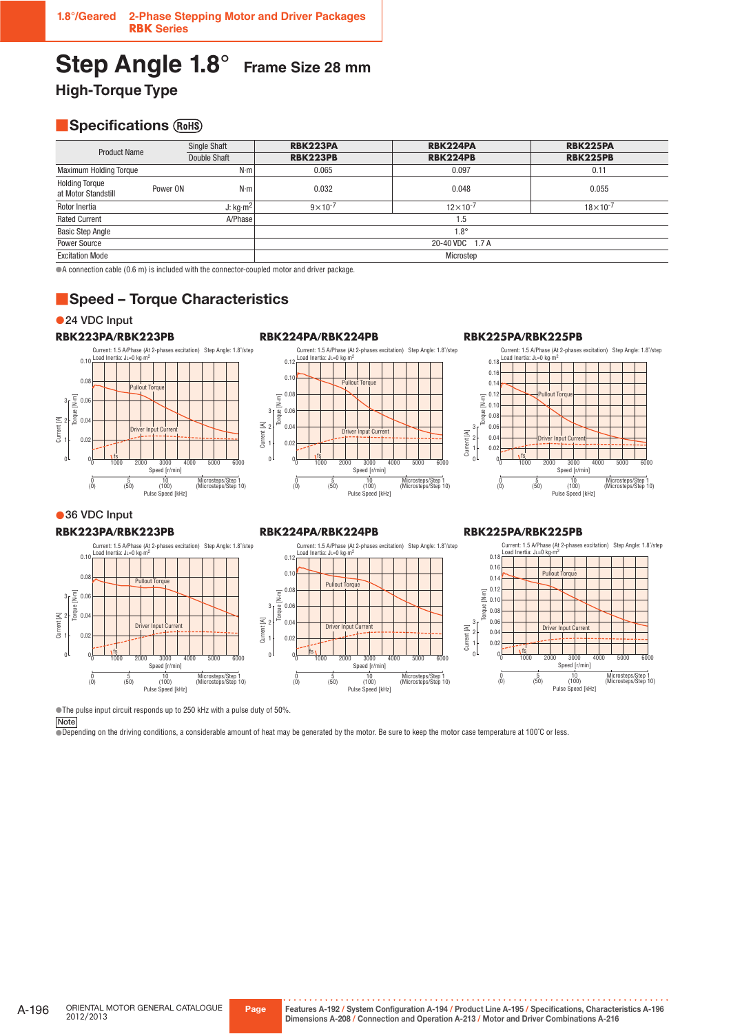1.8°/Geared 2-Phase Stepping Motor and Driver Packages **RBK Series**

# Step Angle 1.8° Frame Size 28 mm

## High-Torque Type

## Specifications (RoHS)

| Product Name | | Single Shaft | RBK223PA | RBK224PA | RBK225PA |
|---|---|---|---|---|---|
| | | Double Shaft | RBK223PB | RBK224PB | RBK225PB |
| Maximum Holding Torque | | N·m | 0.065 | 0.097 | 0.11 |
| Holding Torque at Motor Standstill | Power ON | N·m | 0.032 | 0.048 | 0.055 |
| Rotor Inertia | | J: kg·m² | $9\times10^{-7}$ | $12\times10^{-7}$ | $18\times10^{-7}$ |
| Rated Current | | A/Phase | 1.5 | | |
| Basic Step Angle | | | 1.8° | | |
| Power Source | | | 20-40 VDC 1.7 A | | |
| Excitation Mode | | | Microstep | | |

●A connection cable (0.6 m) is included with the connector-coupled motor and driver package.

## Speed – Torque Characteristics

### ●24 VDC Input

**RBK223PA/RBK223PB**

Current: 1.5 A/Phase (At 2-phases excitation) Step Angle: 1.8°/step
Load Inertia: JL=0 kg·m²

**RBK224PA/RBK224PB**

Current: 1.5 A/Phase (At 2-phases excitation) Step Angle: 1.8°/step
Load Inertia: JL=0 kg·m²

**RBK225PA/RBK225PB**

Current: 1.5 A/Phase (At 2-phases excitation) Step Angle: 1.8°/step
Load Inertia: JL=0 kg·m²

### ●36 VDC Input

**RBK223PA/RBK223PB**

Current: 1.5 A/Phase (At 2-phases excitation) Step Angle: 1.8°/step
Load Inertia: JL=0 kg·m²

**RBK224PA/RBK224PB**

Current: 1.5 A/Phase (At 2-phases excitation) Step Angle: 1.8°/step
Load Inertia: JL=0 kg·m²

**RBK225PA/RBK225PB**

Current: 1.5 A/Phase (At 2-phases excitation) Step Angle: 1.8°/step
Load Inertia: JL=0 kg·m²

●The pulse input circuit responds up to 250 kHz with a pulse duty of 50%.

**Note**

●Depending on the driving conditions, a considerable amount of heat may be generated by the motor. Be sure to keep the motor case temperature at 100˚C or less.

Page: Features A-192 / System Configuration A-194 / Product Line A-195 / Specifications, Characteristics A-196 / Dimensions A-208 / Connection and Operation A-213 / Motor and Driver Combinations A-216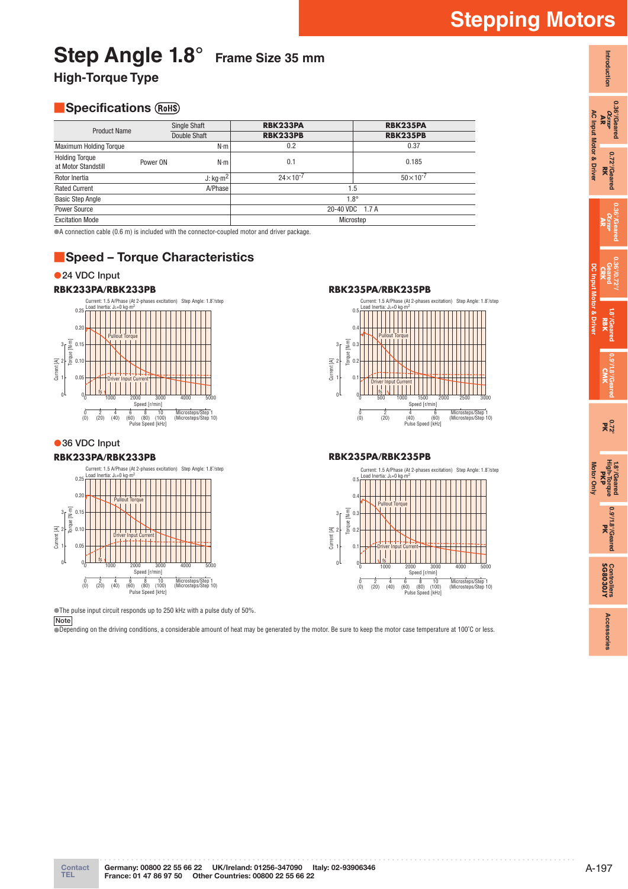# Step Angle 1.8° Frame Size 35 mm

## High-Torque Type

## Specifications (RoHS)

| Product Name | Single Shaft | RBK233PA | RBK235PA |
|---|---|---|---|
| | Double Shaft | RBK233PB | RBK235PB |
| Maximum Holding Torque | N·m | 0.2 | 0.37 |
| Holding Torque at Motor Standstill Power ON | N·m | 0.1 | 0.185 |
| Rotor Inertia | J: kg·m² | $24\times10^{-7}$ | $50\times10^{-7}$ |
| Rated Current | A/Phase | 1.5 | |
| Basic Step Angle | | 1.8° | |
| Power Source | | 20-40 VDC 1.7 A | |
| Excitation Mode | | Microstep | |

●A connection cable (0.6 m) is included with the connector-coupled motor and driver package.

## Speed – Torque Characteristics

●24 VDC Input

**RBK233PA/RBK233PB**

**RBK235PA/RBK235PB**

●36 VDC Input

**RBK233PA/RBK233PB**

**RBK235PA/RBK235PB**

●The pulse input circuit responds up to 250 kHz with a pulse duty of 50%.

**Note**

●Depending on the driving conditions, a considerable amount of heat may be generated by the motor. Be sure to keep the motor case temperature at 100˚C or less.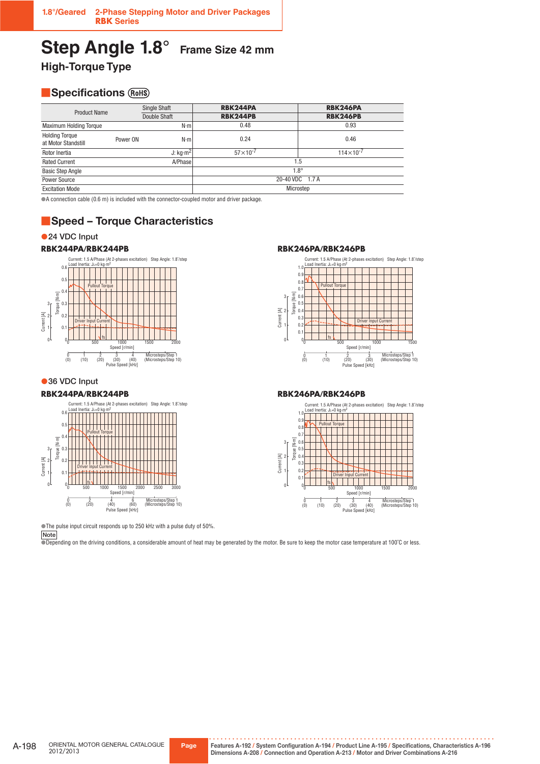# Step Angle 1.8° Frame Size 42 mm

## High-Torque Type

## Specifications (RoHS)

| Product Name | | Single Shaft | RBK244PA | RBK246PA |
|---|---|---|---|---|
| | | Double Shaft | RBK244PB | RBK246PB |
| Maximum Holding Torque | | N·m | 0.48 | 0.93 |
| Holding Torque at Motor Standstill | Power ON | N·m | 0.24 | 0.46 |
| Rotor Inertia | | J: kg·m² | $57\times10^{-7}$ | $114\times10^{-7}$ |
| Rated Current | | A/Phase | 1.5 | |
| Basic Step Angle | | | 1.8° | |
| Power Source | | | 20-40 VDC 1.7 A | |
| Excitation Mode | | | Microstep | |

●A connection cable (0.6 m) is included with the connector-coupled motor and driver package.

## Speed – Torque Characteristics

### ●24 VDC Input

**RBK244PA/RBK244PB**

Current: 1.5 A/Phase (At 2-phases excitation) Step Angle: 1.8°/step
Load Inertia: $J_L$=0 kg·m²

**RBK246PA/RBK246PB**

Current: 1.5 A/Phase (At 2-phases excitation) Step Angle: 1.8°/step
Load Inertia: $J_L$=0 kg·m²

### ●36 VDC Input

**RBK244PA/RBK244PB**

Current: 1.5 A/Phase (At 2-phases excitation) Step Angle: 1.8°/step
Load Inertia: $J_L$=0 kg·m²

**RBK246PA/RBK246PB**

Current: 1.5 A/Phase (At 2-phases excitation) Step Angle: 1.8°/step
Load Inertia: $J_L$=0 kg·m²

●The pulse input circuit responds up to 250 kHz with a pulse duty of 50%.

**Note**

●Depending on the driving conditions, a considerable amount of heat may be generated by the motor. Be sure to keep the motor case temperature at 100°C or less.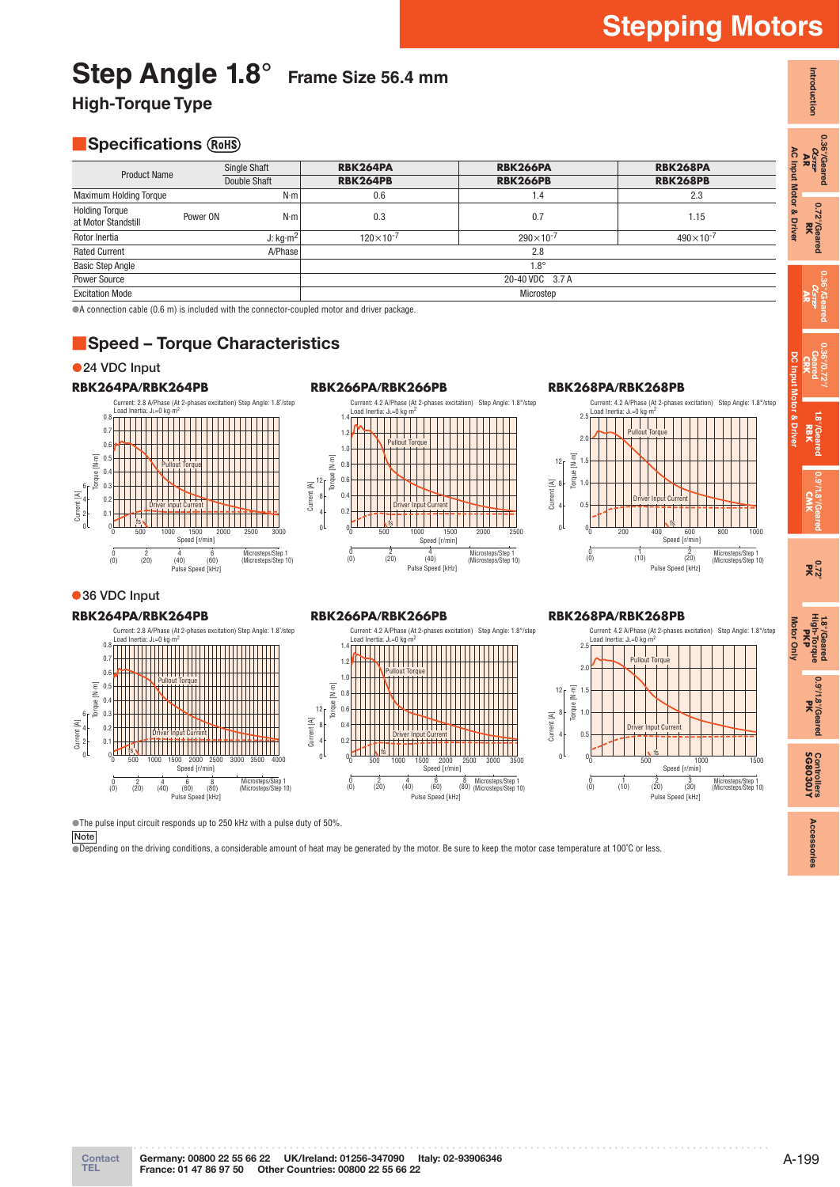# Step Angle 1.8° Frame Size 56.4 mm

## High-Torque Type

## Specifications RoHS

| Product Name | Single Shaft | RBK264PA | RBK266PA | RBK268PA |
|---|---|---|---|---|
| | Double Shaft | RBK264PB | RBK266PB | RBK268PB |
| Maximum Holding Torque | N·m | 0.6 | 1.4 | 2.3 |
| Holding Torque at Motor Standstill — Power ON | N·m | 0.3 | 0.7 | 1.15 |
| Rotor Inertia | J: kg·m² | $120\times10^{-7}$ | $290\times10^{-7}$ | $490\times10^{-7}$ |
| Rated Current | A/Phase | 2.8 | | |
| Basic Step Angle | | 1.8° | | |
| Power Source | | 20-40 VDC 3.7 A | | |
| Excitation Mode | | Microstep | | |

●A connection cable (0.6 m) is included with the connector-coupled motor and driver package.

## Speed – Torque Characteristics

### ●24 VDC Input

**RBK264PA/RBK264PB**

Current: 2.8 A/Phase (At 2-phases excitation) Step Angle: 1.8°/step
Load Inertia: JL=0 kg·m²

**RBK266PA/RBK266PB**

Current: 4.2 A/Phase (At 2-phases excitation) Step Angle: 1.8°/step
Load Inertia: JL=0 kg·m²

**RBK268PA/RBK268PB**

Current: 4.2 A/Phase (At 2-phases excitation) Step Angle: 1.8°/step
Load Inertia: JL=0 kg·m²

### ●36 VDC Input

**RBK264PA/RBK264PB**

Current: 2.8 A/Phase (At 2-phases excitation) Step Angle: 1.8°/step
Load Inertia: JL=0 kg·m²

**RBK266PA/RBK266PB**

Current: 4.2 A/Phase (At 2-phases excitation) Step Angle: 1.8°/step
Load Inertia: JL=0 kg·m²

**RBK268PA/RBK268PB**

Current: 4.2 A/Phase (At 2-phases excitation) Step Angle: 1.8°/step
Load Inertia: JL=0 kg·m²

●The pulse input circuit responds up to 250 kHz with a pulse duty of 50%.

**Note**

●Depending on the driving conditions, a considerable amount of heat may be generated by the motor. Be sure to keep the motor case temperature at 100˚C or less.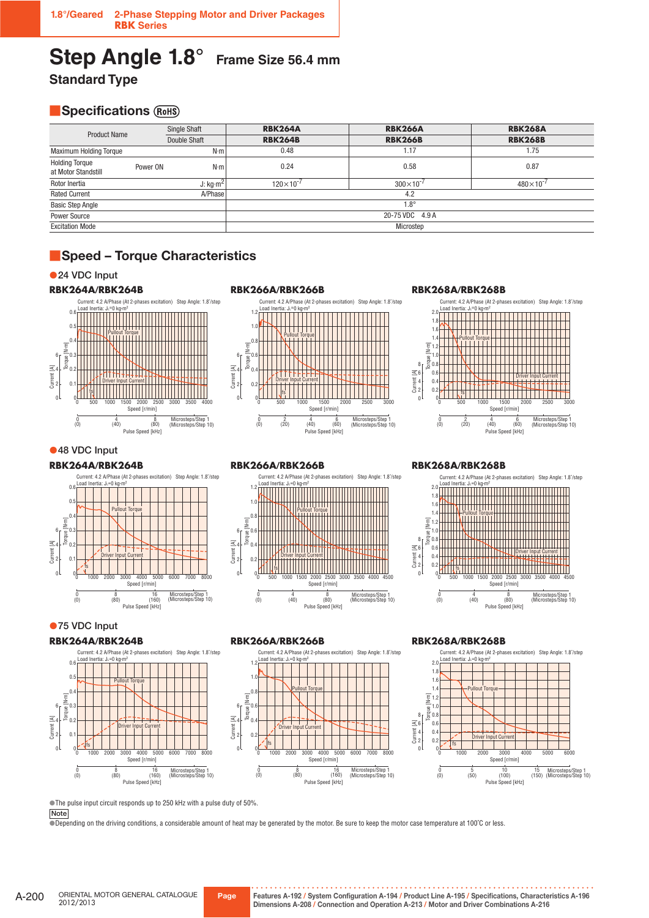1.8°/Geared 2-Phase Stepping Motor and Driver Packages **RBK Series**

# Step Angle 1.8° Frame Size 56.4 mm

## Standard Type

## Specifications (RoHS)

| Product Name | Single Shaft | RBK264A | RBK266A | RBK268A |
|---|---|---|---|---|
| | Double Shaft | RBK264B | RBK266B | RBK268B |
| Maximum Holding Torque | N·m | 0.48 | 1.17 | 1.75 |
| Holding Torque at Motor Standstill — Power ON | N·m | 0.24 | 0.58 | 0.87 |
| Rotor Inertia | J: kg·m² | 120×10⁻⁷ | 300×10⁻⁷ | 480×10⁻⁷ |
| Rated Current | A/Phase | 4.2 | | |
| Basic Step Angle | | 1.8° | | |
| Power Source | | 20-75 VDC 4.9 A | | |
| Excitation Mode | | Microstep | | |

## Speed – Torque Characteristics

### ●24 VDC Input

**RBK264A/RBK264B** — Current: 4.2 A/Phase (At 2-phases excitation) Step Angle: 1.8°/step, Load Inertia: $J_L$=0 kg·m²

**RBK266A/RBK266B** — Current: 4.2 A/Phase (At 2-phases excitation) Step Angle: 1.8°/step, Load Inertia: $J_L$=0 kg·m²

**RBK268A/RBK268B** — Current: 4.2 A/Phase (At 2-phases excitation) Step Angle: 1.8°/step, Load Inertia: $J_L$=0 kg·m²

### ●48 VDC Input

**RBK264A/RBK264B** — Current: 4.2 A/Phase (At 2-phases excitation) Step Angle: 1.8°/step, Load Inertia: $J_L$=0 kg·m²

**RBK266A/RBK266B** — Current: 4.2 A/Phase (At 2-phases excitation) Step Angle: 1.8°/step, Load Inertia: $J_L$=0 kg·m²

**RBK268A/RBK268B** — Current: 4.2 A/Phase (At 2-phases excitation) Step Angle: 1.8°/step, Load Inertia: $J_L$=0 kg·m²

### ●75 VDC Input

**RBK264A/RBK264B** — Current: 4.2 A/Phase (At 2-phases excitation) Step Angle: 1.8°/step, Load Inertia: $J_L$=0 kg·m²

**RBK266A/RBK266B** — Current: 4.2 A/Phase (At 2-phases excitation) Step Angle: 1.8°/step, Load Inertia: $J_L$=0 kg·m²

**RBK268A/RBK268B** — Current: 4.2 A/Phase (At 2-phases excitation) Step Angle: 1.8°/step, Load Inertia: $J_L$=0 kg·m²

●The pulse input circuit responds up to 250 kHz with a pulse duty of 50%.

**Note**

●Depending on the driving conditions, a considerable amount of heat may be generated by the motor. Be sure to keep the motor case temperature at 100˚C or less.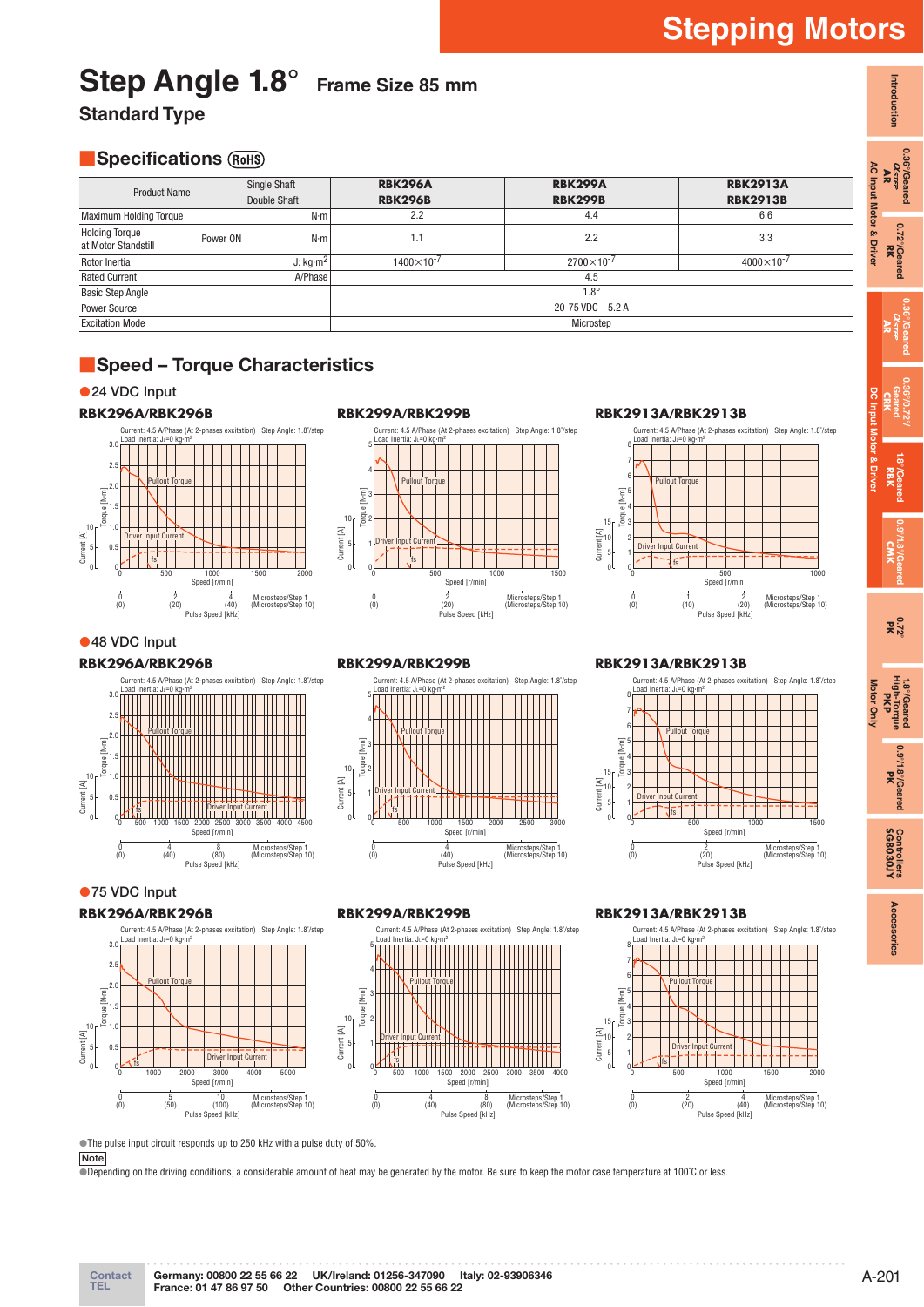# Step Angle 1.8° Frame Size 85 mm

## Standard Type

## Specifications (RoHS)

| Product Name | | Single Shaft | RBK296A | RBK299A | RBK2913A |
|---|---|---|---|---|---|
| | | Double Shaft | RBK296B | RBK299B | RBK2913B |
| Maximum Holding Torque | | N·m | 2.2 | 4.4 | 6.6 |
| Holding Torque at Motor Standstill | Power ON | N·m | 1.1 | 2.2 | 3.3 |
| Rotor Inertia | | J: kg·m² | $1400\times10^{-7}$ | $2700\times10^{-7}$ | $4000\times10^{-7}$ |
| Rated Current | | A/Phase | 4.5 | | |
| Basic Step Angle | | | 1.8° | | |
| Power Source | | | 20-75 VDC 5.2 A | | |
| Excitation Mode | | | Microstep | | |

## Speed – Torque Characteristics

### ●24 VDC Input

**RBK296A/RBK296B**

**RBK299A/RBK299B**

**RBK2913A/RBK2913B**

### ●48 VDC Input

**RBK296A/RBK296B**

**RBK299A/RBK299B**

**RBK2913A/RBK2913B**

### ●75 VDC Input

**RBK296A/RBK296B**

**RBK299A/RBK299B**

**RBK2913A/RBK2913B**

●The pulse input circuit responds up to 250 kHz with a pulse duty of 50%.

**Note**

●Depending on the driving conditions, a considerable amount of heat may be generated by the motor. Be sure to keep the motor case temperature at 100˚C or less.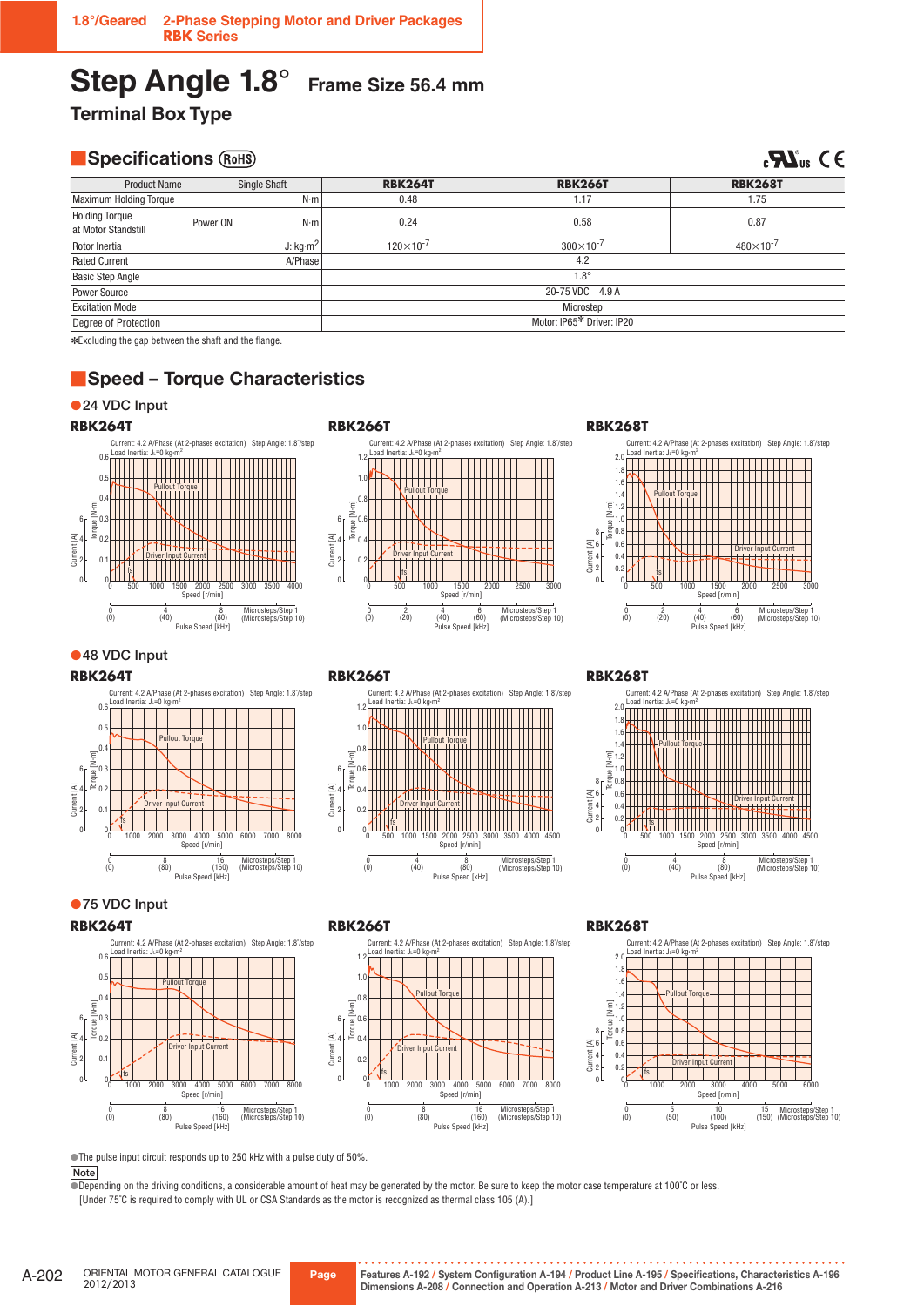# Step Angle 1.8° Frame Size 56.4 mm

## Terminal Box Type

## Specifications (RoHS)

| Product Name | Single Shaft | | RBK264T | RBK266T | RBK268T |
|---|---|---|---|---|---|
| Maximum Holding Torque | | N·m | 0.48 | 1.17 | 1.75 |
| Holding Torque at Motor Standstill | Power ON | N·m | 0.24 | 0.58 | 0.87 |
| Rotor Inertia | | J: kg·m² | $120\times10^{-7}$ | $300\times10^{-7}$ | $480\times10^{-7}$ |
| Rated Current | | A/Phase | 4.2 | | |
| Basic Step Angle | | | 1.8° | | |
| Power Source | | | 20-75 VDC 4.9 A | | |
| Excitation Mode | | | Microstep | | |
| Degree of Protection | | | Motor: IP65* Driver: IP20 | | |

*Excluding the gap between the shaft and the flange.

## Speed – Torque Characteristics

### 24 VDC Input

RBK264T

RBK266T

RBK268T

### 48 VDC Input

RBK264T

RBK266T

RBK268T

### 75 VDC Input

RBK264T

RBK266T

RBK268T

●The pulse input circuit responds up to 250 kHz with a pulse duty of 50%.

**Note**

●Depending on the driving conditions, a considerable amount of heat may be generated by the motor. Be sure to keep the motor case temperature at 100˚C or less. [Under 75˚C is required to comply with UL or CSA Standards as the motor is recognized as thermal class 105 (A).]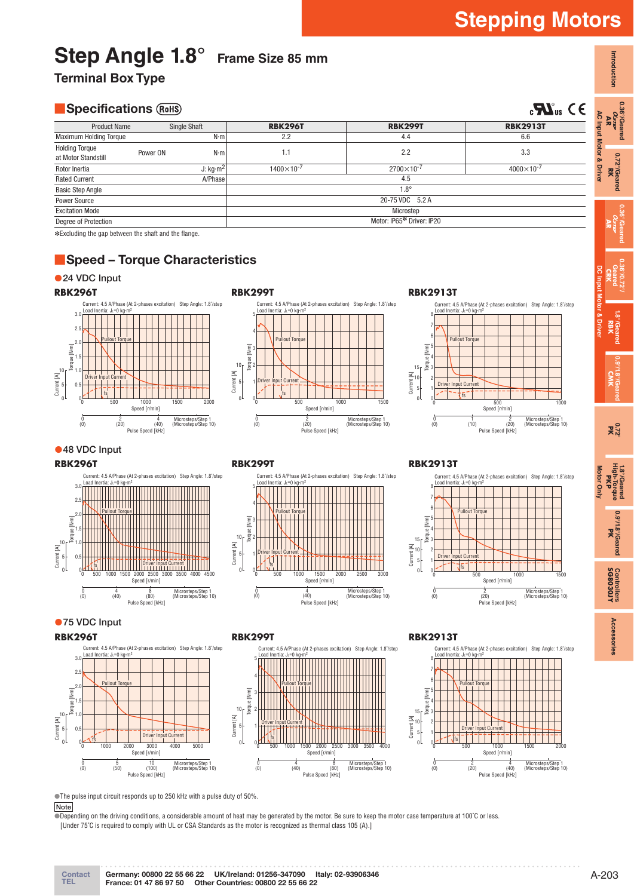# Step Angle 1.8°  Frame Size 85 mm

## Terminal Box Type

## Specifications

| Product Name | Single Shaft | RBK296T | RBK299T | RBK2913T |
|---|---|---|---|---|
| Maximum Holding Torque | N·m | 2.2 | 4.4 | 6.6 |
| Holding Torque at Motor Standstill — Power ON | N·m | 1.1 | 2.2 | 3.3 |
| Rotor Inertia | J: kg·m$^2$ | 1400×10$^{-7}$ | 2700×10$^{-7}$ | 4000×10$^{-7}$ |
| Rated Current | A/Phase | 4.5 | | |
| Basic Step Angle | | 1.8° | | |
| Power Source | | 20-75 VDC 5.2 A | | |
| Excitation Mode | | Microstep | | |
| Degree of Protection | | Motor: IP65* Driver: IP20 | | |

*Excluding the gap between the shaft and the flange.

## Speed – Torque Characteristics

### 24 VDC Input

**RBK296T**

**RBK299T**

**RBK2913T**

### 48 VDC Input

**RBK296T**

**RBK299T**

**RBK2913T**

### 75 VDC Input

**RBK296T**

**RBK299T**

**RBK2913T**

●The pulse input circuit responds up to 250 kHz with a pulse duty of 50%.

**Note**

●Depending on the driving conditions, a considerable amount of heat may be generated by the motor. Be sure to keep the motor case temperature at 100°C or less.
[Under 75°C is required to comply with UL or CSA Standards as the motor is recognized as thermal class 105 (A).]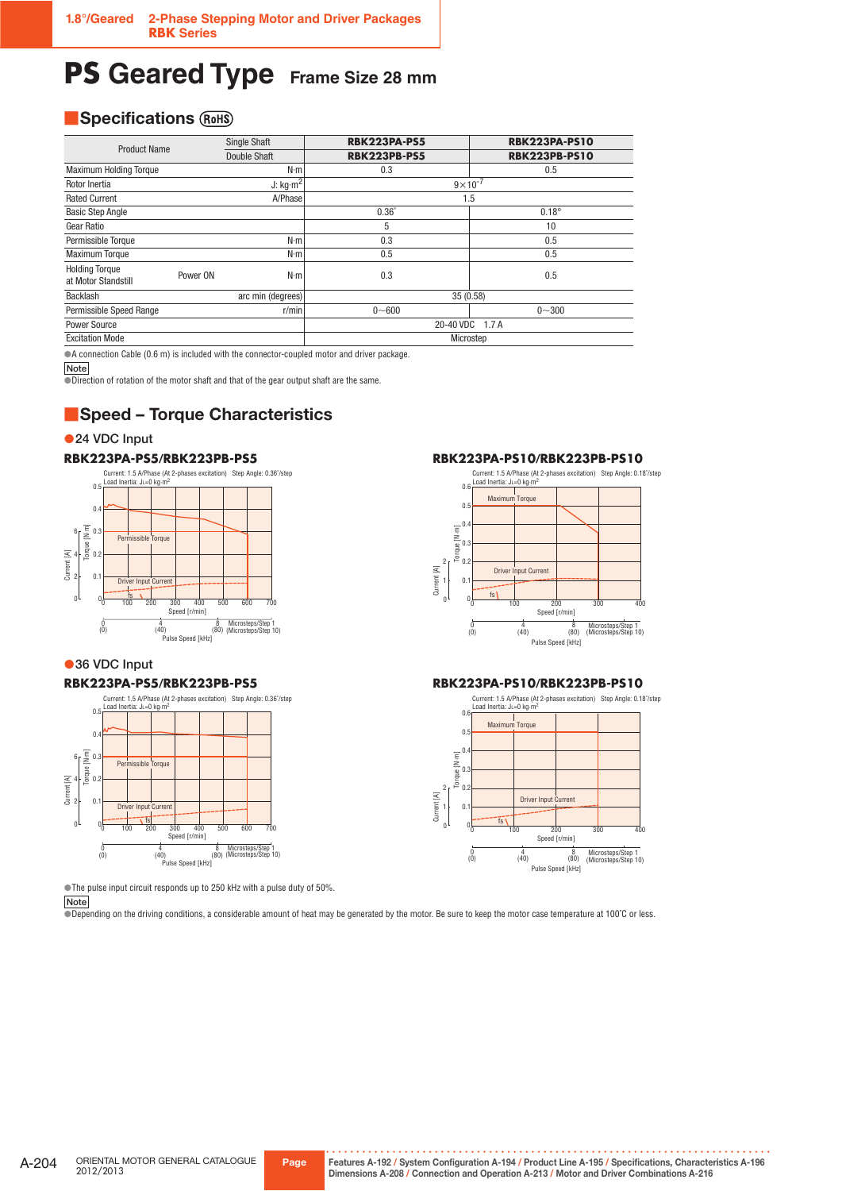# PS Geared Type Frame Size 28 mm

## Specifications (RoHS)

| Product Name | Single Shaft | RBK223PA-PS5 | RBK223PA-PS10 |
|---|---|---|---|
| | Double Shaft | RBK223PB-PS5 | RBK223PB-PS10 |
| Maximum Holding Torque | N·m | 0.3 | 0.5 |
| Rotor Inertia | J: kg·m$^2$ | $9\times10^{-7}$ | |
| Rated Current | A/Phase | 1.5 | |
| Basic Step Angle | | 0.36° | 0.18° |
| Gear Ratio | | 5 | 10 |
| Permissible Torque | N·m | 0.3 | 0.5 |
| Maximum Torque | N·m | 0.5 | 0.5 |
| Holding Torque at Motor Standstill — Power ON | N·m | 0.3 | 0.5 |
| Backlash | arc min (degrees) | 35 (0.58) | |
| Permissible Speed Range | r/min | 0~600 | 0~300 |
| Power Source | | 20-40 VDC 1.7 A | |
| Excitation Mode | | Microstep | |

●A connection Cable (0.6 m) is included with the connector-coupled motor and driver package.

Note
●Direction of rotation of the motor shaft and that of the gear output shaft are the same.

## Speed – Torque Characteristics

●24 VDC Input

**RBK223PA-PS5/RBK223PB-PS5**

Current: 1.5 A/Phase (At 2-phases excitation) Step Angle: 0.36°/step
Load Inertia: $J_L$=0 kg·m$^2$

**RBK223PA-PS10/RBK223PB-PS10**

Current: 1.5 A/Phase (At 2-phases excitation) Step Angle: 0.18°/step
Load Inertia: $J_L$=0 kg·m$^2$

●36 VDC Input

**RBK223PA-PS5/RBK223PB-PS5**

Current: 1.5 A/Phase (At 2-phases excitation) Step Angle: 0.36°/step
Load Inertia: $J_L$=0 kg·m$^2$

**RBK223PA-PS10/RBK223PB-PS10**

Current: 1.5 A/Phase (At 2-phases excitation) Step Angle: 0.18°/step
Load Inertia: $J_L$=0 kg·m$^2$

●The pulse input circuit responds up to 250 kHz with a pulse duty of 50%.

Note
●Depending on the driving conditions, a considerable amount of heat may be generated by the motor. Be sure to keep the motor case temperature at 100°C or less.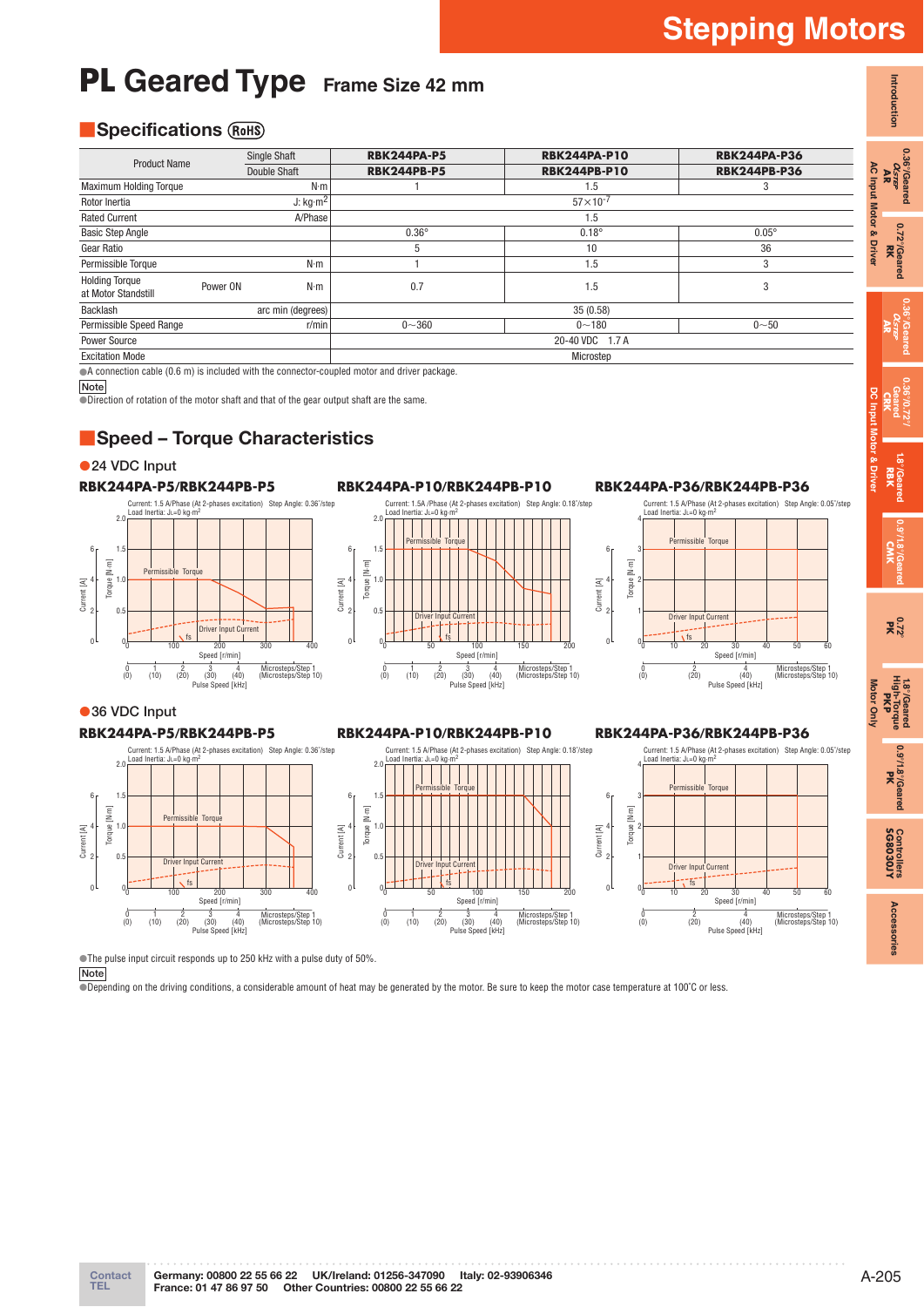# PL Geared Type Frame Size 42 mm

## Specifications (RoHS)

| Product Name | Single Shaft | RBK244PA-P5 | RBK244PA-P10 | RBK244PA-P36 |
|---|---|---|---|---|
| | Double Shaft | RBK244PB-P5 | RBK244PB-P10 | RBK244PB-P36 |
| Maximum Holding Torque | N·m | 1 | 1.5 | 3 |
| Rotor Inertia | J: kg·m² | $57\times10^{-7}$ | | |
| Rated Current | A/Phase | 1.5 | | |
| Basic Step Angle | | 0.36° | 0.18° | 0.05° |
| Gear Ratio | | 5 | 10 | 36 |
| Permissible Torque | N·m | 1 | 1.5 | 3 |
| Holding Torque at Motor Standstill — Power ON | N·m | 0.7 | 1.5 | 3 |
| Backlash | arc min (degrees) | 35 (0.58) | | |
| Permissible Speed Range | r/min | 0~360 | 0~180 | 0~50 |
| Power Source | | 20-40 VDC 1.7 A | | |
| Excitation Mode | | Microstep | | |

●A connection cable (0.6 m) is included with the connector-coupled motor and driver package.

**Note**

●Direction of rotation of the motor shaft and that of the gear output shaft are the same.

## Speed – Torque Characteristics

### ●24 VDC Input

**RBK244PA-P5/RBK244PB-P5**

Current: 1.5 A/Phase (At 2-phases excitation) Step Angle: 0.36°/step
Load Inertia: $J_L$=0 kg·m²

**RBK244PA-P10/RBK244PB-P10**

Current: 1.5A /Phase (At 2-phases excitation) Step Angle: 0.18°/step
Load Inertia: $J_L$=0 kg·m²

**RBK244PA-P36/RBK244PB-P36**

Current: 1.5 A/Phase (At 2-phases excitation) Step Angle: 0.05°/step
Load Inertia: $J_L$=0 kg·m²

### ●36 VDC Input

**RBK244PA-P5/RBK244PB-P5**

Current: 1.5 A/Phase (At 2-phases excitation) Step Angle: 0.36°/step
Load Inertia: $J_L$=0 kg·m²

**RBK244PA-P10/RBK244PB-P10**

Current: 1.5 A/Phase (At 2-phases excitation) Step Angle: 0.18°/step
Load Inertia: $J_L$=0 kg·m²

**RBK244PA-P36/RBK244PB-P36**

Current: 1.5 A/Phase (At 2-phases excitation) Step Angle: 0.05°/step
Load Inertia: $J_L$=0 kg·m²

●The pulse input circuit responds up to 250 kHz with a pulse duty of 50%.

**Note**

●Depending on the driving conditions, a considerable amount of heat may be generated by the motor. Be sure to keep the motor case temperature at 100˚C or less.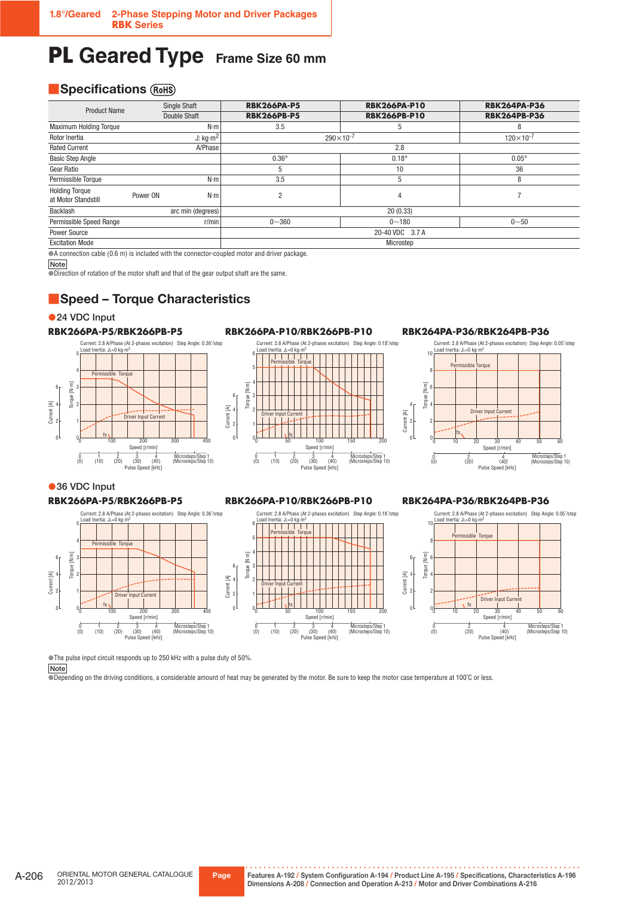# PL Geared Type Frame Size 60 mm

## Specifications

| Product Name | Single Shaft | RBK266PA-P5 | RBK266PA-P10 | RBK264PA-P36 |
|---|---|---|---|---|
| | Double Shaft | RBK266PB-P5 | RBK266PB-P10 | RBK264PB-P36 |
| Maximum Holding Torque | N·m | 3.5 | 5 | 8 |
| Rotor Inertia | J: kg·m² | $290\times10^{-7}$ | | $120\times10^{-7}$ |
| Rated Current | A/Phase | 2.8 | | |
| Basic Step Angle | | 0.36° | 0.18° | 0.05° |
| Gear Ratio | | 5 | 10 | 36 |
| Permissible Torque | N·m | 3.5 | 5 | 8 |
| Holding Torque at Motor Standstill — Power ON | N·m | 2 | 4 | 7 |
| Backlash | arc min (degrees) | 20 (0.33) | | |
| Permissible Speed Range | r/min | 0~360 | 0~180 | 0~50 |
| Power Source | | 20-40 VDC 3.7 A | | |
| Excitation Mode | | Microstep | | |

●A connection cable (0.6 m) is included with the connector-coupled motor and driver package.

**Note**

●Direction of rotation of the motor shaft and that of the gear output shaft are the same.

## Speed – Torque Characteristics

### ●24 VDC Input

**RBK266PA-P5/RBK266PB-P5**

**RBK266PA-P10/RBK266PB-P10**

**RBK264PA-P36/RBK264PB-P36**

### ●36 VDC Input

**RBK266PA-P5/RBK266PB-P5**

**RBK266PA-P10/RBK266PB-P10**

**RBK264PA-P36/RBK264PB-P36**

●The pulse input circuit responds up to 250 kHz with a pulse duty of 50%.

**Note**

●Depending on the driving conditions, a considerable amount of heat may be generated by the motor. Be sure to keep the motor case temperature at 100˚C or less.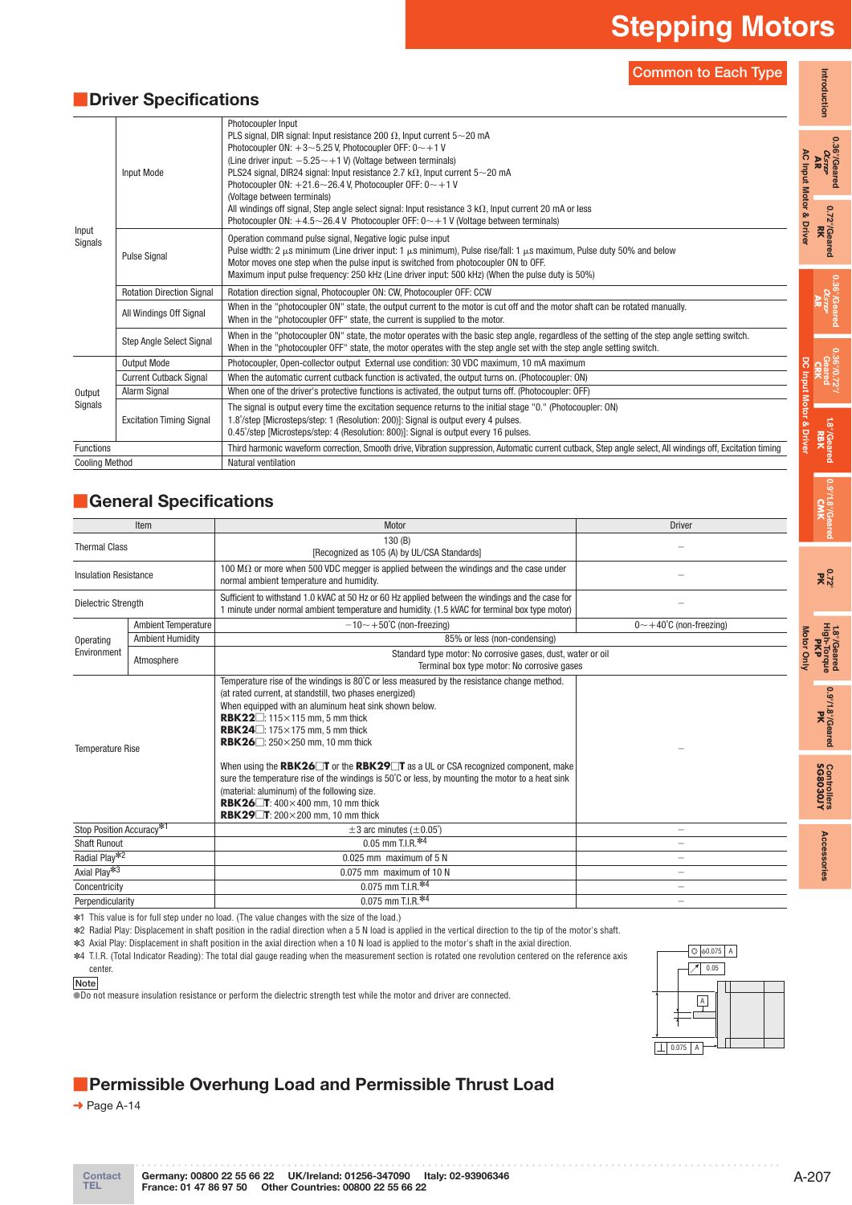# Stepping Motors

Common to Each Type

## Driver Specifications

| | | |
|---|---|---|
| Input Signals | Input Mode | Photocoupler Input<br>PLS signal, DIR signal: Input resistance 200 Ω, Input current 5～20 mA<br>Photocoupler ON: +3～5.25 V, Photocoupler OFF: 0～+1 V<br>(Line driver input: −5.25～+1 V) (Voltage between terminals)<br>PLS24 signal, DIR24 signal: Input resistance 2.7 kΩ, Input current 5～20 mA<br>Photocoupler ON: +21.6～26.4 V, Photocoupler OFF: 0～+1 V<br>(Voltage between terminals)<br>All windings off signal, Step angle select signal: Input resistance 3 kΩ, Input current 20 mA or less<br>Photocoupler ON: +4.5～26.4 V Photocoupler OFF: 0～+1 V (Voltage between terminals) |
| | Pulse Signal | Operation command pulse signal, Negative logic pulse input<br>Pulse width: 2 µs minimum (Line driver input: 1 µs minimum), Pulse rise/fall: 1 µs maximum, Pulse duty 50% and below<br>Motor moves one step when the pulse input is switched from photocoupler ON to OFF.<br>Maximum input pulse frequency: 250 kHz (Line driver input: 500 kHz) (When the pulse duty is 50%) |
| | Rotation Direction Signal | Rotation direction signal, Photocoupler ON: CW, Photocoupler OFF: CCW |
| | All Windings Off Signal | When in the "photocoupler ON" state, the output current to the motor is cut off and the motor shaft can be rotated manually.<br>When in the "photocoupler OFF" state, the current is supplied to the motor. |
| | Step Angle Select Signal | When in the "photocoupler ON" state, the motor operates with the basic step angle, regardless of the setting of the step angle setting switch.<br>When in the "photocoupler OFF" state, the motor operates with the step angle set with the step angle setting switch. |
| Output Signals | Output Mode | Photocoupler, Open-collector output External use condition: 30 VDC maximum, 10 mA maximum |
| | Current Cutback Signal | When the automatic current cutback function is activated, the output turns on. (Photocoupler: ON) |
| | Alarm Signal | When one of the driver's protective functions is activated, the output turns off. (Photocoupler: OFF) |
| | Excitation Timing Signal | The signal is output every time the excitation sequence returns to the initial stage "0." (Photocoupler: ON)<br>1.8˚/step [Microsteps/step: 1 (Resolution: 200)]: Signal is output every 4 pulses.<br>0.45˚/step [Microsteps/step: 4 (Resolution: 800)]: Signal is output every 16 pulses. |
| Functions | | Third harmonic waveform correction, Smooth drive, Vibration suppression, Automatic current cutback, Step angle select, All windings off, Excitation timing |
| Cooling Method | | Natural ventilation |

## General Specifications

| Item | | Motor | Driver |
|---|---|---|---|
| Thermal Class | | 130 (B)<br>[Recognized as 105 (A) by UL/CSA Standards] | – |
| Insulation Resistance | | 100 MΩ or more when 500 VDC megger is applied between the windings and the case under normal ambient temperature and humidity. | – |
| Dielectric Strength | | Sufficient to withstand 1.0 kVAC at 50 Hz or 60 Hz applied between the windings and the case for 1 minute under normal ambient temperature and humidity. (1.5 kVAC for terminal box type motor) | – |
| Operating Environment | Ambient Temperature | −10～+50˚C (non-freezing) | 0～+40˚C (non-freezing) |
| | Ambient Humidity | 85% or less (non-condensing) | |
| | Atmosphere | Standard type motor: No corrosive gases, dust, water or oil<br>Terminal box type motor: No corrosive gases | |
| Temperature Rise | | Temperature rise of the windings is 80˚C or less measured by the resistance change method.<br>(at rated current, at standstill, two phases energized)<br>When equipped with an aluminum heat sink shown below.<br>**RBK22□**: 115×115 mm, 5 mm thick<br>**RBK24□**: 175×175 mm, 5 mm thick<br>**RBK26□**: 250×250 mm, 10 mm thick<br><br>When using the **RBK26□T** or the **RBK29□T** as a UL or CSA recognized component, make sure the temperature rise of the windings is 50˚C or less, by mounting the motor to a heat sink (material: aluminum) of the following size.<br>**RBK26□T**: 400×400 mm, 10 mm thick<br>**RBK29□T**: 200×200 mm, 10 mm thick | – |
| Stop Position Accuracy*1 | | ±3 arc minutes (±0.05˚) | – |
| Shaft Runout | | 0.05 mm T.I.R.*4 | – |
| Radial Play*2 | | 0.025 mm maximum of 5 N | – |
| Axial Play*3 | | 0.075 mm maximum of 10 N | – |
| Concentricity | | 0.075 mm T.I.R.*4 | – |
| Perpendicularity | | 0.075 mm T.I.R.*4 | – |

*1 This value is for full step under no load. (The value changes with the size of the load.)
*2 Radial Play: Displacement in shaft position in the radial direction when a 5 N load is applied in the vertical direction to the tip of the motor's shaft.
*3 Axial Play: Displacement in shaft position in the axial direction when a 10 N load is applied to the motor's shaft in the axial direction.
*4 T.I.R. (Total Indicator Reading): The total dial gauge reading when the measurement section is rotated one revolution centered on the reference axis center.

**Note**
●Do not measure insulation resistance or perform the dielectric strength test while the motor and driver are connected.

## Permissible Overhung Load and Permissible Thrust Load

➜ Page A-14

Contact TEL — Germany: 00800 22 55 66 22 UK/Ireland: 01256-347090 Italy: 02-93906346 France: 01 47 86 97 50 Other Countries: 00800 22 55 66 22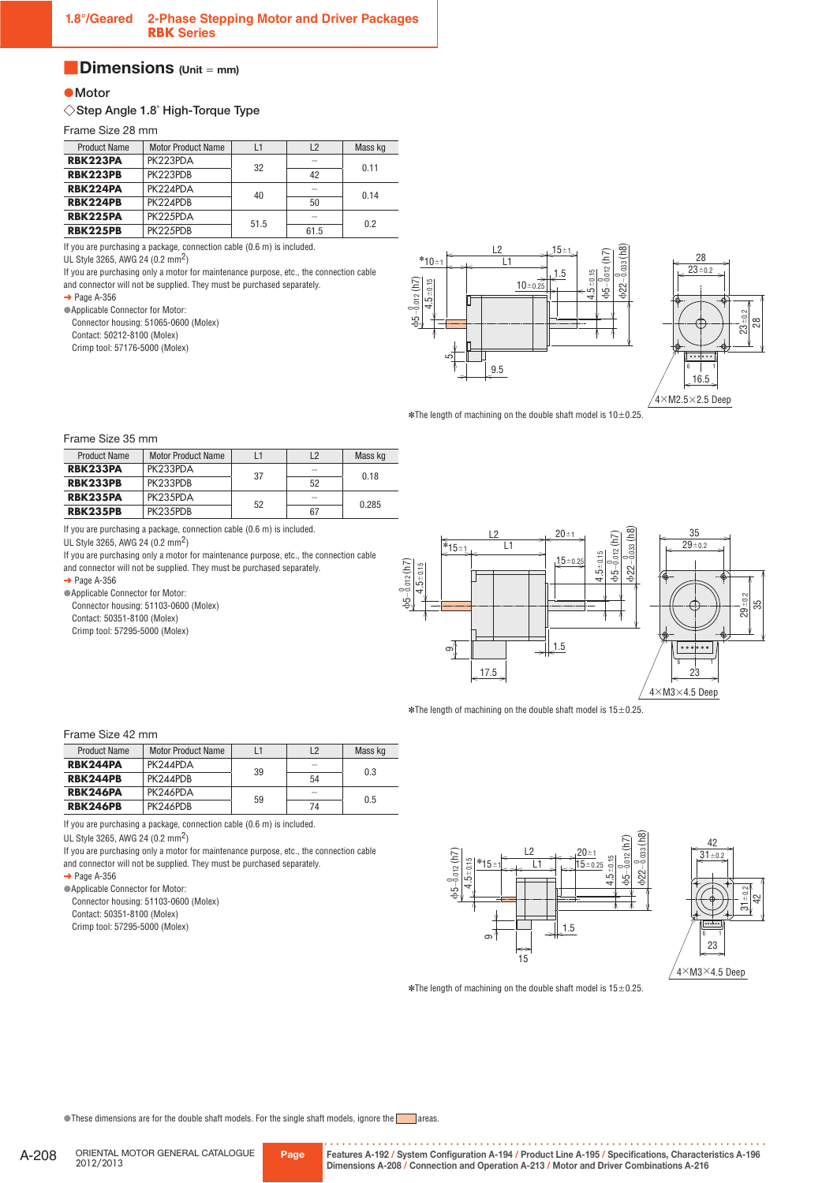## Dimensions (Unit = mm)

● Motor

◇Step Angle 1.8° High-Torque Type

Frame Size 28 mm

| Product Name | Motor Product Name | L1 | L2 | Mass kg |
|---|---|---|---|---|
| **RBK223PA** | PK223PDA | 32 | – | 0.11 |
| **RBK223PB** | PK223PDB | | 42 | |
| **RBK224PA** | PK224PDA | 40 | – | 0.14 |
| **RBK224PB** | PK224PDB | | 50 | |
| **RBK225PA** | PK225PDA | 51.5 | – | 0.2 |
| **RBK225PB** | PK225PDB | | 61.5 | |

If you are purchasing a package, connection cable (0.6 m) is included.
UL Style 3265, AWG 24 (0.2 mm$^2$)
If you are purchasing only a motor for maintenance purpose, etc., the connection cable and connector will not be supplied. They must be purchased separately.
➜ Page A-356

● Applicable Connector for Motor:
Connector housing: 51065-0600 (Molex)
Contact: 50212-8100 (Molex)
Crimp tool: 57176-5000 (Molex)

✽The length of machining on the double shaft model is 10±0.25.

Frame Size 35 mm

| Product Name | Motor Product Name | L1 | L2 | Mass kg |
|---|---|---|---|---|
| **RBK233PA** | PK233PDA | 37 | – | 0.18 |
| **RBK233PB** | PK233PDB | | 52 | |
| **RBK235PA** | PK235PDA | 52 | – | 0.285 |
| **RBK235PB** | PK235PDB | | 67 | |

If you are purchasing a package, connection cable (0.6 m) is included.
UL Style 3265, AWG 24 (0.2 mm$^2$)
If you are purchasing only a motor for maintenance purpose, etc., the connection cable and connector will not be supplied. They must be purchased separately.
➜ Page A-356

● Applicable Connector for Motor:
Connector housing: 51103-0600 (Molex)
Contact: 50351-8100 (Molex)
Crimp tool: 57295-5000 (Molex)

✽The length of machining on the double shaft model is 15±0.25.

Frame Size 42 mm

| Product Name | Motor Product Name | L1 | L2 | Mass kg |
|---|---|---|---|---|
| **RBK244PA** | PK244PDA | 39 | – | 0.3 |
| **RBK244PB** | PK244PDB | | 54 | |
| **RBK246PA** | PK246PDA | 59 | – | 0.5 |
| **RBK246PB** | PK246PDB | | 74 | |

If you are purchasing a package, connection cable (0.6 m) is included.
UL Style 3265, AWG 24 (0.2 mm$^2$)
If you are purchasing only a motor for maintenance purpose, etc., the connection cable and connector will not be supplied. They must be purchased separately.
➜ Page A-356

● Applicable Connector for Motor:
Connector housing: 51103-0600 (Molex)
Contact: 50351-8100 (Molex)
Crimp tool: 57295-5000 (Molex)

✽The length of machining on the double shaft model is 15±0.25.

● These dimensions are for the double shaft models. For the single shaft models, ignore the ▭ areas.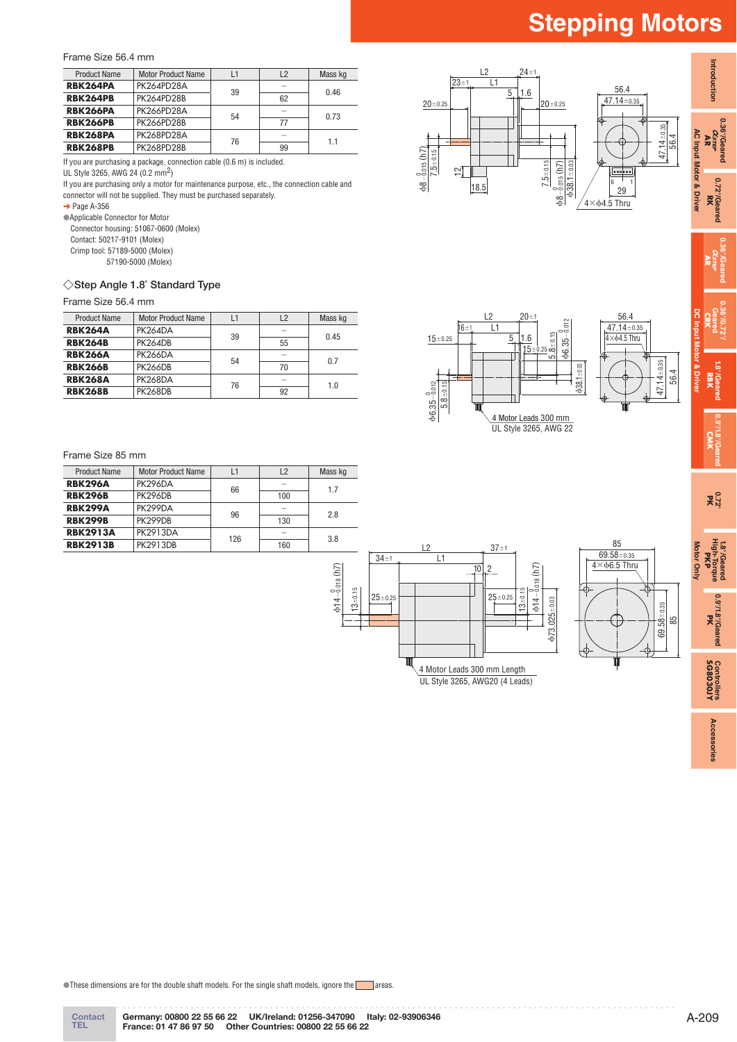Frame Size 56.4 mm

| Product Name | Motor Product Name | L1 | L2 | Mass kg |
|---|---|---|---|---|
| **RBK264PA** | PK264PD28A | 39 | – | 0.46 |
| **RBK264PB** | PK264PD28B | | 62 | |
| **RBK266PA** | PK266PD28A | 54 | – | 0.73 |
| **RBK266PB** | PK266PD28B | | 77 | |
| **RBK268PA** | PK268PD28A | 76 | – | 1.1 |
| **RBK268PB** | PK268PD28B | | 99 | |

If you are purchasing a package, connection cable (0.6 m) is included.
UL Style 3265, AWG 24 (0.2 mm$^2$)
If you are purchasing only a motor for maintenance purpose, etc., the connection cable and connector will not be supplied. They must be purchased separately.
➜ Page A-356

●Applicable Connector for Motor
Connector housing: 51067-0600 (Molex)
Contact: 50217-9101 (Molex)
Crimp tool: 57189-5000 (Molex)
57190-5000 (Molex)

### ◇Step Angle 1.8˚ Standard Type

Frame Size 56.4 mm

| Product Name | Motor Product Name | L1 | L2 | Mass kg |
|---|---|---|---|---|
| **RBK264A** | PK264DA | 39 | – | 0.45 |
| **RBK264B** | PK264DB | | 55 | |
| **RBK266A** | PK266DA | 54 | – | 0.7 |
| **RBK266B** | PK266DB | | 70 | |
| **RBK268A** | PK268DA | 76 | – | 1.0 |
| **RBK268B** | PK268DB | | 92 | |

Frame Size 85 mm

| Product Name | Motor Product Name | L1 | L2 | Mass kg |
|---|---|---|---|---|
| **RBK296A** | PK296DA | 66 | – | 1.7 |
| **RBK296B** | PK296DB | | 100 | |
| **RBK299A** | PK299DA | 96 | – | 2.8 |
| **RBK299B** | PK299DB | | 130 | |
| **RBK2913A** | PK2913DA | 126 | – | 3.8 |
| **RBK2913B** | PK2913DB | | 160 | |

4 Motor Leads 300 mm
UL Style 3265, AWG 22

4 Motor Leads 300 mm Length
UL Style 3265, AWG20 (4 Leads)

●These dimensions are for the double shaft models. For the single shaft models, ignore the areas.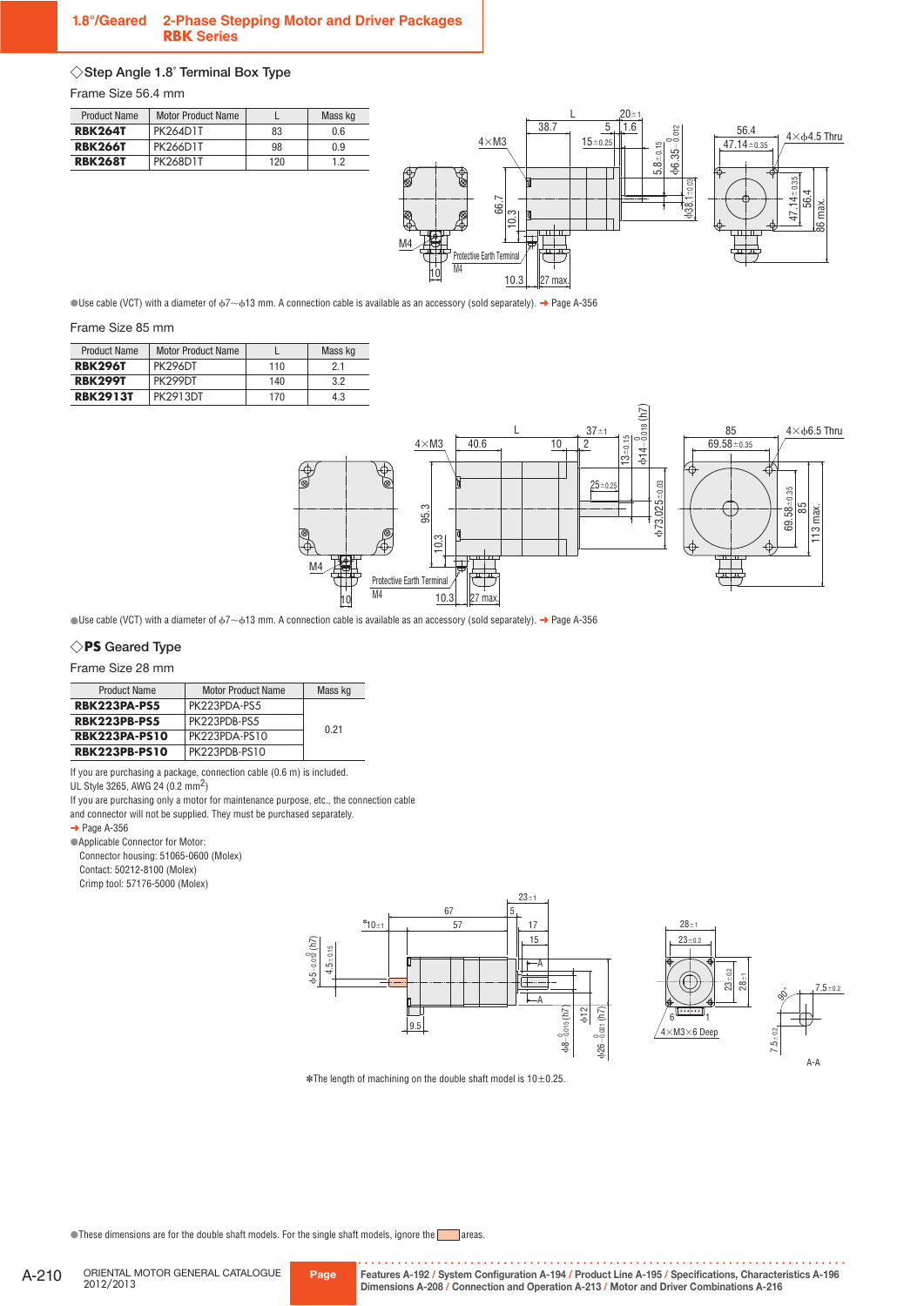## 1.8°/Geared 2-Phase Stepping Motor and Driver Packages **RBK Series**

### ◇Step Angle 1.8° Terminal Box Type

Frame Size 56.4 mm

| Product Name | Motor Product Name | L | Mass kg |
|---|---|---|---|
| **RBK264T** | PK264D1T | 83 | 0.6 |
| **RBK266T** | PK266D1T | 98 | 0.9 |
| **RBK268T** | PK268D1T | 120 | 1.2 |

●Use cable (VCT) with a diameter of ϕ7∼ϕ13 mm. A connection cable is available as an accessory (sold separately). ➜ Page A-356

Frame Size 85 mm

| Product Name | Motor Product Name | L | Mass kg |
|---|---|---|---|
| **RBK296T** | PK296DT | 110 | 2.1 |
| **RBK299T** | PK299DT | 140 | 3.2 |
| **RBK2913T** | PK2913DT | 170 | 4.3 |

●Use cable (VCT) with a diameter of ϕ7∼ϕ13 mm. A connection cable is available as an accessory (sold separately). ➜ Page A-356

### ◇PS Geared Type

Frame Size 28 mm

| Product Name | Motor Product Name | Mass kg |
|---|---|---|
| **RBK223PA-PS5** | PK223PDA-PS5 | 0.21 |
| **RBK223PB-PS5** | PK223PDB-PS5 | |
| **RBK223PA-PS10** | PK223PDA-PS10 | |
| **RBK223PB-PS10** | PK223PDB-PS10 | |

If you are purchasing a package, connection cable (0.6 m) is included.
UL Style 3265, AWG 24 (0.2 mm$^2$)
If you are purchasing only a motor for maintenance purpose, etc., the connection cable and connector will not be supplied. They must be purchased separately.
➜ Page A-356

●Applicable Connector for Motor:
Connector housing: 51065-0600 (Molex)
Contact: 50212-8100 (Molex)
Crimp tool: 57176-5000 (Molex)

✻The length of machining on the double shaft model is 10±0.25.

●These dimensions are for the double shaft models. For the single shaft models, ignore the ▭ areas.

ORIENTAL MOTOR GENERAL CATALOGUE 2012/2013

Features A-192 / System Configuration A-194 / Product Line A-195 / Specifications, Characteristics A-196
Dimensions A-208 / Connection and Operation A-213 / Motor and Driver Combinations A-216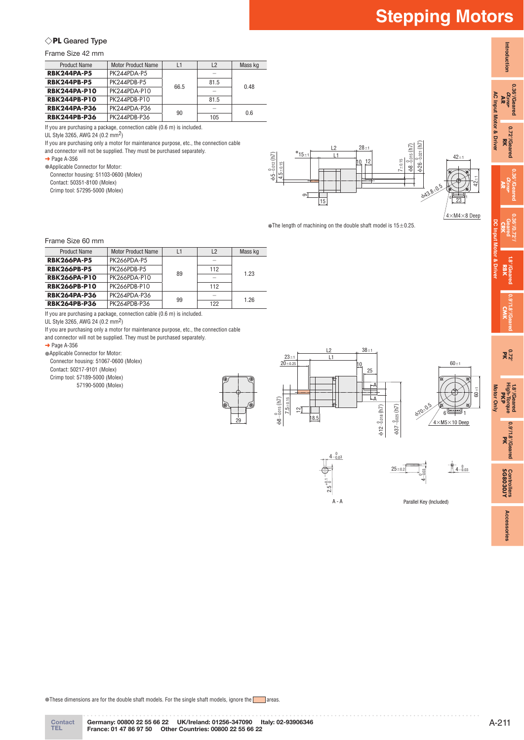### ◇PL Geared Type

Frame Size 42 mm

| Product Name | Motor Product Name | L1 | L2 | Mass kg |
|---|---|---|---|---|
| **RBK244PA-P5** | PK244PDA-P5 | 66.5 | – | 0.48 |
| **RBK244PB-P5** | PK244PDB-P5 | | 81.5 | |
| **RBK244PA-P10** | PK244PDA-P10 | | – | |
| **RBK244PB-P10** | PK244PDB-P10 | | 81.5 | |
| **RBK244PA-P36** | PK244PDA-P36 | 90 | – | 0.6 |
| **RBK244PB-P36** | PK244PDB-P36 | | 105 | |

If you are purchasing a package, connection cable (0.6 m) is included.
UL Style 3265, AWG 24 (0.2 mm$^2$)
If you are purchasing only a motor for maintenance purpose, etc., the connection cable and connector will not be supplied. They must be purchased separately.
➜ Page A-356

●Applicable Connector for Motor:
Connector housing: 51103-0600 (Molex)
Contact: 50351-8100 (Molex)
Crimp tool: 57295-5000 (Molex)

✱The length of machining on the double shaft model is 15±0.25.

Frame Size 60 mm

| Product Name | Motor Product Name | L1 | L2 | Mass kg |
|---|---|---|---|---|
| **RBK266PA-P5** | PK266PDA-P5 | 89 | – | 1.23 |
| **RBK266PB-P5** | PK266PDB-P5 | | 112 | |
| **RBK266PA-P10** | PK266PDA-P10 | | – | |
| **RBK266PB-P10** | PK266PDB-P10 | | 112 | |
| **RBK264PA-P36** | PK264PDA-P36 | 99 | – | 1.26 |
| **RBK264PB-P36** | PK264PDB-P36 | | 122 | |

If you are purchasing a package, connection cable (0.6 m) is included.
UL Style 3265, AWG 24 (0.2 mm$^2$)
If you are purchasing only a motor for maintenance purpose, etc., the connection cable and connector will not be supplied. They must be purchased separately.
➜ Page A-356

●Applicable Connector for Motor:
Connector housing: 51067-0600 (Molex)
Contact: 50217-9101 (Molex)
Crimp tool: 57189-5000 (Molex)
57190-5000 (Molex)

A - A

Parallel Key (Included)

●These dimensions are for the double shaft models. For the single shaft models, ignore the areas.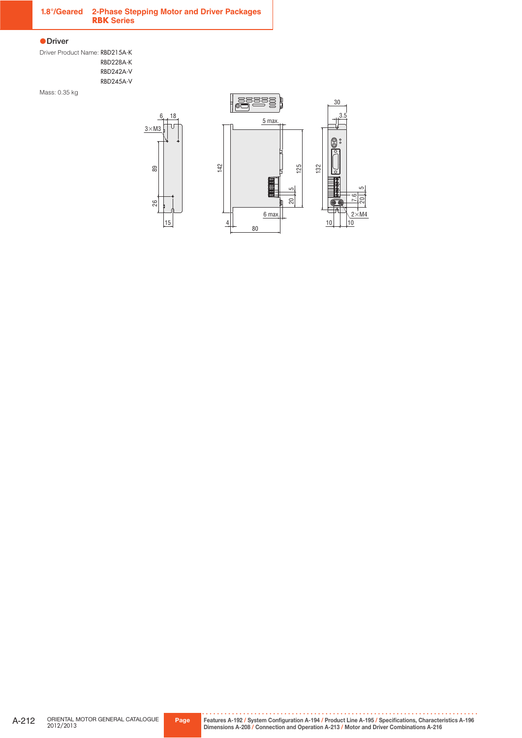## ●Driver

Driver Product Name: RBD215A-K
RBD228A-K
RBD242A-V
RBD245A-V

Mass: 0.35 kg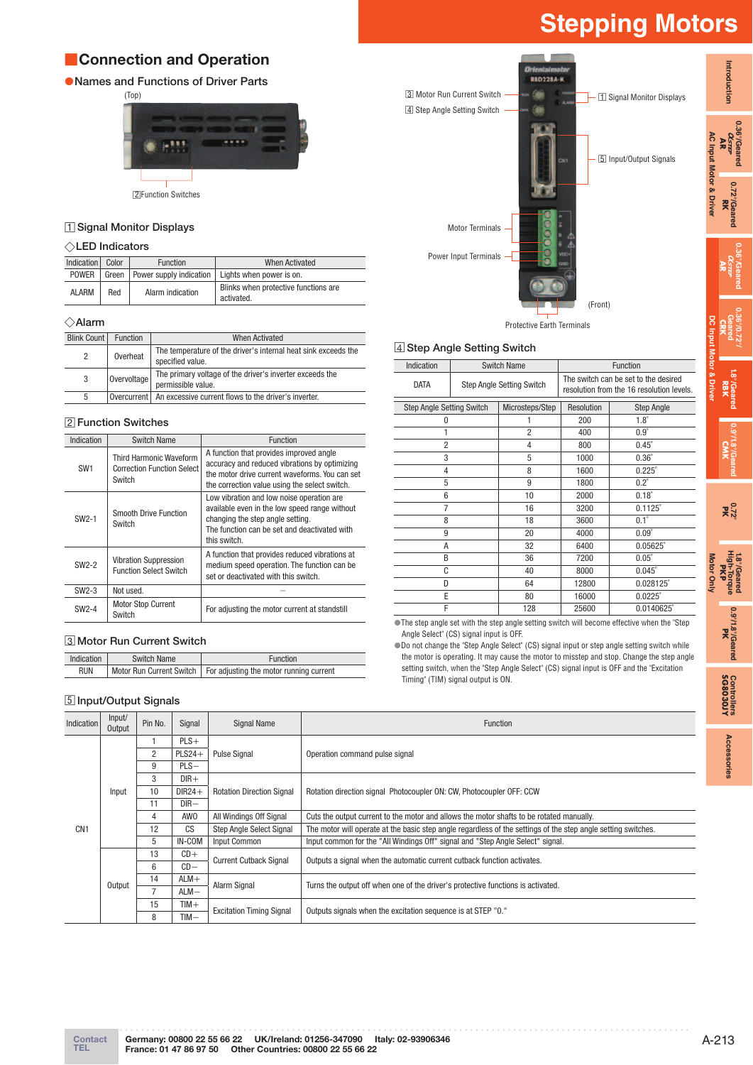## Connection and Operation

### Names and Functions of Driver Parts

(Top)

2 Function Switches

3 Motor Run Current Switch
4 Step Angle Setting Switch
1 Signal Monitor Displays
5 Input/Output Signals
Motor Terminals
Power Input Terminals
(Front)
Protective Earth Terminals

### 1 Signal Monitor Displays

#### ◇LED Indicators

| Indication | Color | Function | When Activated |
|---|---|---|---|
| POWER | Green | Power supply indication | Lights when power is on. |
| ALARM | Red | Alarm indication | Blinks when protective functions are activated. |

#### ◇Alarm

| Blink Count | Function | When Activated |
|---|---|---|
| 2 | Overheat | The temperature of the driver's internal heat sink exceeds the specified value. |
| 3 | Overvoltage | The primary voltage of the driver's inverter exceeds the permissible value. |
| 5 | Overcurrent | An excessive current flows to the driver's inverter. |

### 2 Function Switches

| Indication | Switch Name | Function |
|---|---|---|
| SW1 | Third Harmonic Waveform Correction Function Select Switch | A function that provides improved angle accuracy and reduced vibrations by optimizing the motor drive current waveforms. You can set the correction value using the select switch. |
| SW2-1 | Smooth Drive Function Switch | Low vibration and low noise operation are available even in the low speed range without changing the step angle setting. The function can be set and deactivated with this switch. |
| SW2-2 | Vibration Suppression Function Select Switch | A function that provides reduced vibrations at medium speed operation. The function can be set or deactivated with this switch. |
| SW2-3 | Not used. | – |
| SW2-4 | Motor Stop Current Switch | For adjusting the motor current at standstill |

### 3 Motor Run Current Switch

| Indication | Switch Name | Function |
|---|---|---|
| RUN | Motor Run Current Switch | For adjusting the motor running current |

### 4 Step Angle Setting Switch

| Indication | Switch Name | Function |
|---|---|---|
| DATA | Step Angle Setting Switch | The switch can be set to the desired resolution from the 16 resolution levels. |

| Step Angle Setting Switch | Microsteps/Step | Resolution | Step Angle |
|---|---|---|---|
| 0 | 1 | 200 | 1.8° |
| 1 | 2 | 400 | 0.9° |
| 2 | 4 | 800 | 0.45° |
| 3 | 5 | 1000 | 0.36° |
| 4 | 8 | 1600 | 0.225° |
| 5 | 9 | 1800 | 0.2° |
| 6 | 10 | 2000 | 0.18° |
| 7 | 16 | 3200 | 0.1125° |
| 8 | 18 | 3600 | 0.1° |
| 9 | 20 | 4000 | 0.09° |
| A | 32 | 6400 | 0.05625° |
| B | 36 | 7200 | 0.05° |
| C | 40 | 8000 | 0.045° |
| D | 64 | 12800 | 0.028125° |
| E | 80 | 16000 | 0.0225° |
| F | 128 | 25600 | 0.0140625° |

- The step angle set with the step angle setting switch will become effective when the "Step Angle Select" (CS) signal input is OFF.
- Do not change the "Step Angle Select" (CS) signal input or step angle setting switch while the motor is operating. It may cause the motor to misstep and stop. Change the step angle setting switch, when the "Step Angle Select" (CS) signal input is OFF and the "Excitation Timing" (TIM) signal output is ON.

### 5 Input/Output Signals

| Indication | Input/Output | Pin No. | Signal | Signal Name | Function |
|---|---|---|---|---|---|
| CN1 | Input | 1 | PLS+ | Pulse Signal | Operation command pulse signal |
| | | 2 | PLS24+ | | |
| | | 9 | PLS− | | |
| | | 3 | DIR+ | Rotation Direction Signal | Rotation direction signal Photocoupler ON: CW, Photocoupler OFF: CCW |
| | | 10 | DIR24+ | | |
| | | 11 | DIR− | | |
| | | 4 | AWO | All Windings Off Signal | Cuts the output current to the motor and allows the motor shafts to be rotated manually. |
| | | 12 | CS | Step Angle Select Signal | The motor will operate at the basic step angle regardless of the settings of the step angle setting switches. |
| | | 5 | IN-COM | Input Common | Input common for the "All Windings Off" signal and "Step Angle Select" signal. |
| | Output | 13 | CD+ | Current Cutback Signal | Outputs a signal when the automatic current cutback function activates. |
| | | 6 | CD− | | |
| | | 14 | ALM+ | Alarm Signal | Turns the output off when one of the driver's protective functions is activated. |
| | | 7 | ALM− | | |
| | | 15 | TIM+ | Excitation Timing Signal | Outputs signals when the excitation sequence is at STEP "0." |
| | | 8 | TIM− | | |

Contact TEL Germany: 00800 22 55 66 22 UK/Ireland: 01256-347090 Italy: 02-93906346
France: 01 47 86 97 50 Other Countries: 00800 22 55 66 22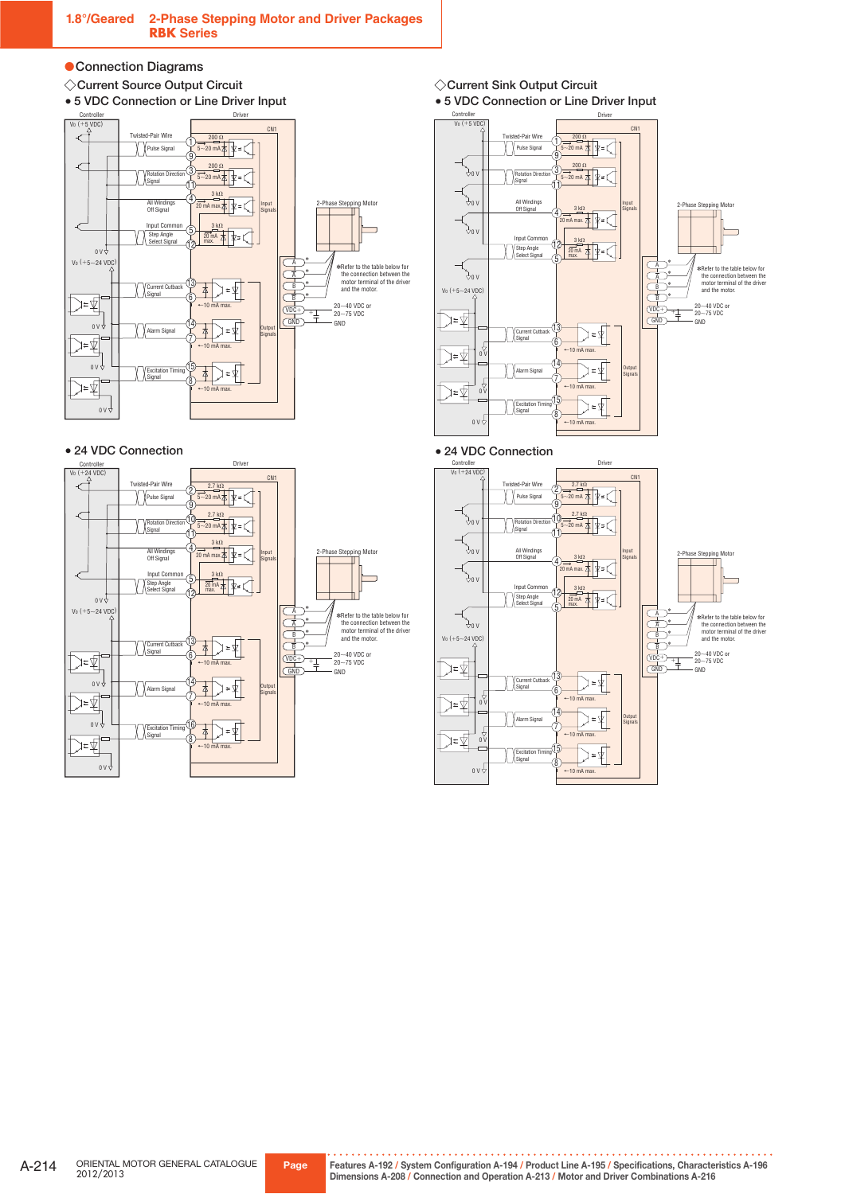## ●Connection Diagrams

### ◇Current Source Output Circuit

**• 5 VDC Connection or Line Driver Input**

Controller | Driver

V₀ (+5 VDC)

CN1

Twisted-Pair Wire

Pulse Signal ① 200 Ω 5~20 mA ⑨

Rotation Direction Signal ③ 200 Ω 5~20 mA ⑪

All Windings Off Signal ④ 3 kΩ 20 mA max.

Input Common ⑤

Step Angle Select Signal ⑫ 3 kΩ 20 mA max.

Input Signals

0 V

V₀ (+5~24 VDC)

Current Cutback Signal ⑬ ⑥ ←10 mA max.

Alarm Signal ⑭ ⑦ ←10 mA max.

Excitation Timing Signal ⑮ ⑧ ←10 mA max.

Output Signals

0 V

2-Phase Stepping Motor

A, A̅, B, B̅

*Refer to the table below for the connection between the motor terminal of the driver and the motor.

VDC+ / GND: 20~40 VDC or 20~75 VDC, GND

**• 24 VDC Connection**

Controller | Driver

V₀ (+24 VDC)

CN1

Twisted-Pair Wire

Pulse Signal ② 2.7 kΩ 5~20 mA ⑨

Rotation Direction Signal ⑩ 2.7 kΩ 5~20 mA ⑪

All Windings Off Signal ④ 3 kΩ 20 mA max.

Input Common ⑤

Step Angle Select Signal ⑫ 3 kΩ 20 mA max.

Input Signals

0 V

V₀ (+5~24 VDC)

Current Cutback Signal ⑬ ⑥ ←10 mA max.

Alarm Signal ⑭ ⑦ ←10 mA max.

Excitation Timing Signal ⑮ ⑧ ←10 mA max.

Output Signals

0 V

2-Phase Stepping Motor

A, A̅, B, B̅

*Refer to the table below for the connection between the motor terminal of the driver and the motor.

VDC+ / GND: 20~40 VDC or 20~75 VDC, GND

### ◇Current Sink Output Circuit

**• 5 VDC Connection or Line Driver Input**

Controller | Driver

V₀ (+5 VDC)

CN1

Twisted-Pair Wire

Pulse Signal ① 200 Ω 5~20 mA ⑨

0 V

Rotation Direction Signal ③ 200 Ω 5~20 mA ⑪

0 V

All Windings Off Signal ④ 3 kΩ 20 mA max.

0 V

Input Common ⑫

Step Angle Select Signal ⑤ 3 kΩ 20 mA max.

Input Signals

0 V

V₀ (+5~24 VDC)

Current Cutback Signal ⑬ ⑥ ←10 mA max.

Alarm Signal ⑭ ⑦ ←10 mA max.

Excitation Timing Signal ⑮ ⑧ ←10 mA max.

Output Signals

0 V

2-Phase Stepping Motor

A, A̅, B, B̅

*Refer to the table below for the connection between the motor terminal of the driver and the motor.

VDC+ / GND: 20~40 VDC or 20~75 VDC, GND

**• 24 VDC Connection**

Controller | Driver

V₀ (+24 VDC)

CN1

Twisted-Pair Wire

Pulse Signal ② 2.7 kΩ 5~20 mA ⑨

0 V

Rotation Direction Signal ⑩ 2.7 kΩ 5~20 mA ⑪

0 V

All Windings Off Signal ④ 3 kΩ 20 mA max.

0 V

Input Common ⑫

Step Angle Select Signal ⑤ 3 kΩ 20 mA max.

Input Signals

0 V

V₀ (+5~24 VDC)

Current Cutback Signal ⑬ ⑥ ←10 mA max.

Alarm Signal ⑭ ⑦ ←10 mA max.

Excitation Timing Signal ⑮ ⑧ ←10 mA max.

Output Signals

0 V

2-Phase Stepping Motor

A, A̅, B, B̅

*Refer to the table below for the connection between the motor terminal of the driver and the motor.

VDC+ / GND: 20~40 VDC or 20~75 VDC, GND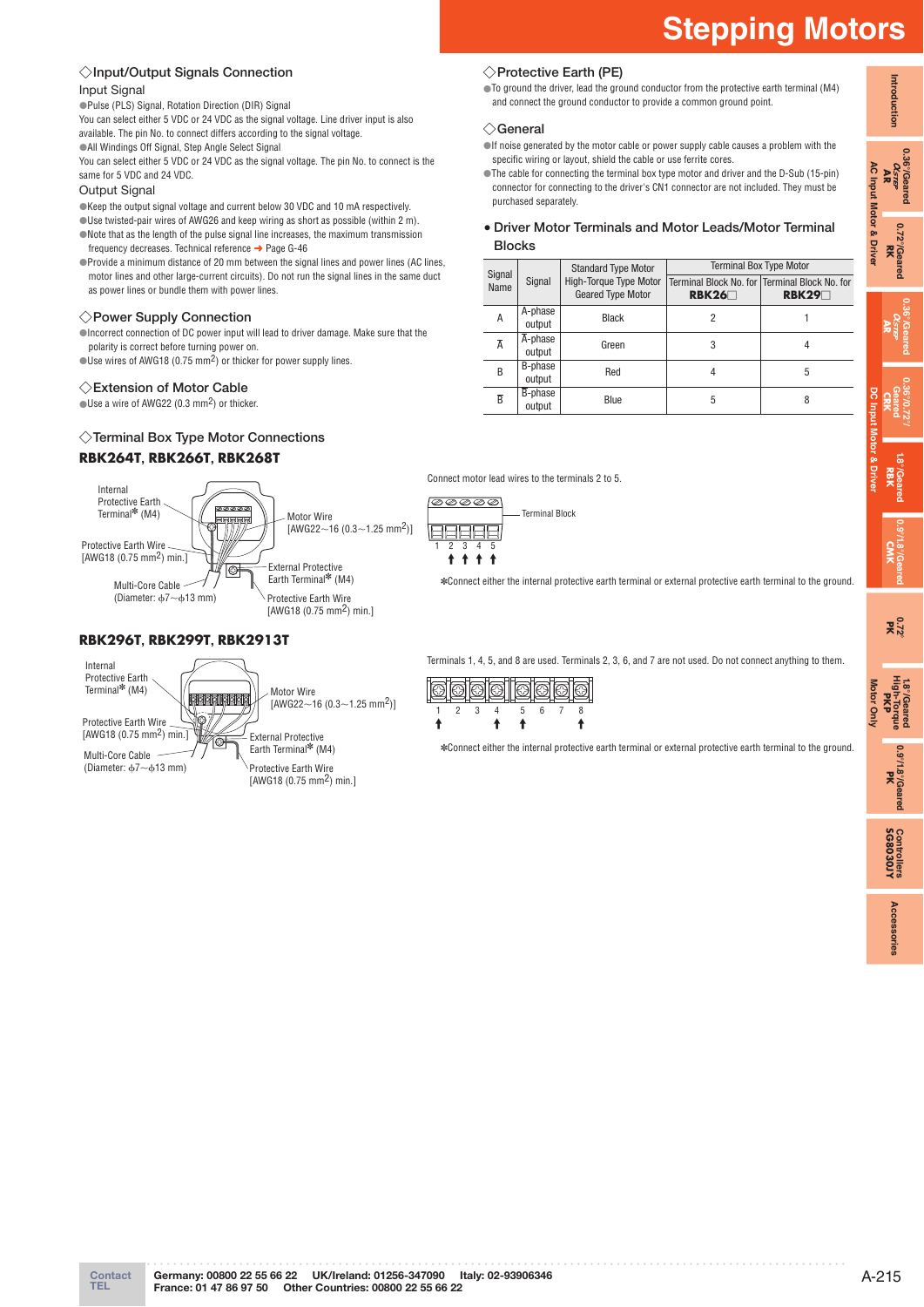### ◇Input/Output Signals Connection

Input Signal

- Pulse (PLS) Signal, Rotation Direction (DIR) Signal

You can select either 5 VDC or 24 VDC as the signal voltage. Line driver input is also available. The pin No. to connect differs according to the signal voltage.

- All Windings Off Signal, Step Angle Select Signal

You can select either 5 VDC or 24 VDC as the signal voltage. The pin No. to connect is the same for 5 VDC and 24 VDC.

Output Signal

- Keep the output signal voltage and current below 30 VDC and 10 mA respectively.
- Use twisted-pair wires of AWG26 and keep wiring as short as possible (within 2 m).
- Note that as the length of the pulse signal line increases, the maximum transmission frequency decreases. Technical reference ➜ Page G-46
- Provide a minimum distance of 20 mm between the signal lines and power lines (AC lines, motor lines and other large-current circuits). Do not run the signal lines in the same duct as power lines or bundle them with power lines.

### ◇Power Supply Connection

- Incorrect connection of DC power input will lead to driver damage. Make sure that the polarity is correct before turning power on.
- Use wires of AWG18 (0.75 mm$^2$) or thicker for power supply lines.

### ◇Extension of Motor Cable

- Use a wire of AWG22 (0.3 mm$^2$) or thicker.

### ◇Terminal Box Type Motor Connections

**RBK264T, RBK266T, RBK268T**

Internal Protective Earth Terminal* (M4)
Protective Earth Wire [AWG18 (0.75 mm$^2$) min.]
Multi-Core Cable (Diameter: ϕ7~ϕ13 mm)
Motor Wire [AWG22~16 (0.3~1.25 mm$^2$)]
External Protective Earth Terminal* (M4)
Protective Earth Wire [AWG18 (0.75 mm$^2$) min.]

Connect motor lead wires to the terminals 2 to 5.

Terminal Block

1 2 3 4 5

*Connect either the internal protective earth terminal or external protective earth terminal to the ground.

**RBK296T, RBK299T, RBK2913T**

Internal Protective Earth Terminal* (M4)
Protective Earth Wire [AWG18 (0.75 mm$^2$) min.]
Multi-Core Cable (Diameter: ϕ7~ϕ13 mm)
Motor Wire [AWG22~16 (0.3~1.25 mm$^2$)]
External Protective Earth Terminal* (M4)
Protective Earth Wire [AWG18 (0.75 mm$^2$) min.]

Terminals 1, 4, 5, and 8 are used. Terminals 2, 3, 6, and 7 are not used. Do not connect anything to them.

1 2 3 4 5 6 7 8

*Connect either the internal protective earth terminal or external protective earth terminal to the ground.

### ◇Protective Earth (PE)

- To ground the driver, lead the ground conductor from the protective earth terminal (M4) and connect the ground conductor to provide a common ground point.

### ◇General

- If noise generated by the motor cable or power supply cable causes a problem with the specific wiring or layout, shield the cable or use ferrite cores.
- The cable for connecting the terminal box type motor and driver and the D-Sub (15-pin) connector for connecting to the driver's CN1 connector are not included. They must be purchased separately.

#### ● Driver Motor Terminals and Motor Leads/Motor Terminal Blocks

| Signal Name | Signal | Standard Type Motor High-Torque Type Motor Geared Type Motor | Terminal Box Type Motor | |
|---|---|---|---|---|
| | | | Terminal Block No. for **RBK26□** | Terminal Block No. for **RBK29□** |
| A | A-phase output | Black | 2 | 1 |
| $\overline{A}$ | $\overline{A}$-phase output | Green | 3 | 4 |
| B | B-phase output | Red | 4 | 5 |
| $\overline{B}$ | $\overline{B}$-phase output | Blue | 5 | 8 |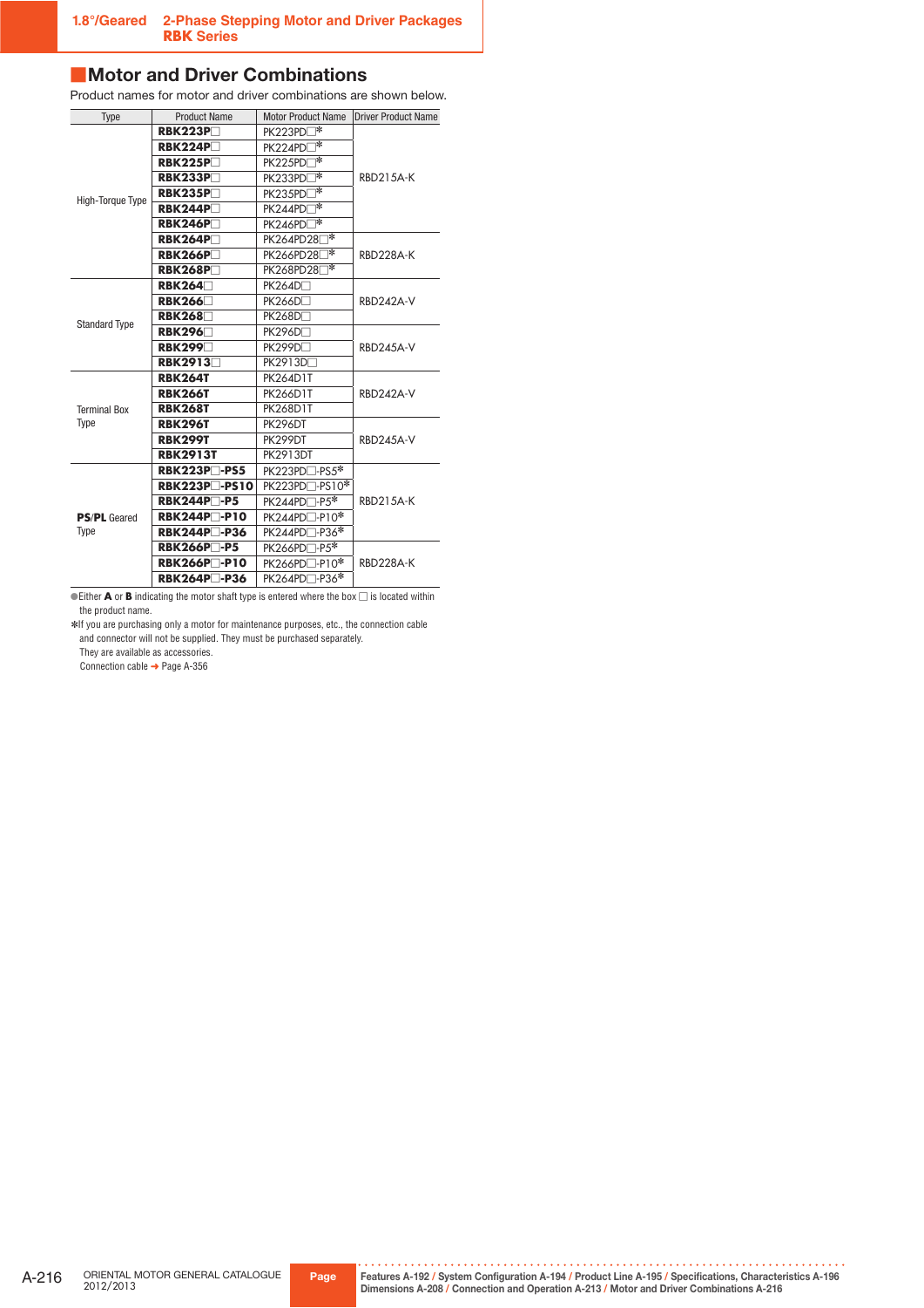## Motor and Driver Combinations

Product names for motor and driver combinations are shown below.

| Type | Product Name | Motor Product Name | Driver Product Name |
|---|---|---|---|
| High-Torque Type | **RBK223P□** | PK223PD□* | RBD215A-K |
| | **RBK224P□** | PK224PD□* | |
| | **RBK225P□** | PK225PD□* | |
| | **RBK233P□** | PK233PD□* | |
| | **RBK235P□** | PK235PD□* | |
| | **RBK244P□** | PK244PD□* | |
| | **RBK246P□** | PK246PD□* | |
| | **RBK264P□** | PK264PD28□* | RBD228A-K |
| | **RBK266P□** | PK266PD28□* | |
| | **RBK268P□** | PK268PD28□* | |
| Standard Type | **RBK264□** | PK264D□ | RBD242A-V |
| | **RBK266□** | PK266D□ | |
| | **RBK268□** | PK268D□ | |
| | **RBK296□** | PK296D□ | RBD245A-V |
| | **RBK299□** | PK299D□ | |
| | **RBK2913□** | PK2913D□ | |
| Terminal Box Type | **RBK264T** | PK264D1T | RBD242A-V |
| | **RBK266T** | PK266D1T | |
| | **RBK268T** | PK268D1T | |
| | **RBK296T** | PK296DT | RBD245A-V |
| | **RBK299T** | PK299DT | |
| | **RBK2913T** | PK2913DT | |
| **PS**/**PL** Geared Type | **RBK223P□-PS5** | PK223PD□-PS5* | RBD215A-K |
| | **RBK223P□-PS10** | PK223PD□-PS10* | |
| | **RBK244P□-P5** | PK244PD□-P5* | |
| | **RBK244P□-P10** | PK244PD□-P10* | |
| | **RBK244P□-P36** | PK244PD□-P36* | |
| | **RBK266P□-P5** | PK266PD□-P5* | RBD228A-K |
| | **RBK266P□-P10** | PK266PD□-P10* | |
| | **RBK264P□-P36** | PK264PD□-P36* | |

● Either **A** or **B** indicating the motor shaft type is entered where the box □ is located within the product name.

* If you are purchasing only a motor for maintenance purposes, etc., the connection cable and connector will not be supplied. They must be purchased separately. They are available as accessories.
Connection cable ➜ Page A-356